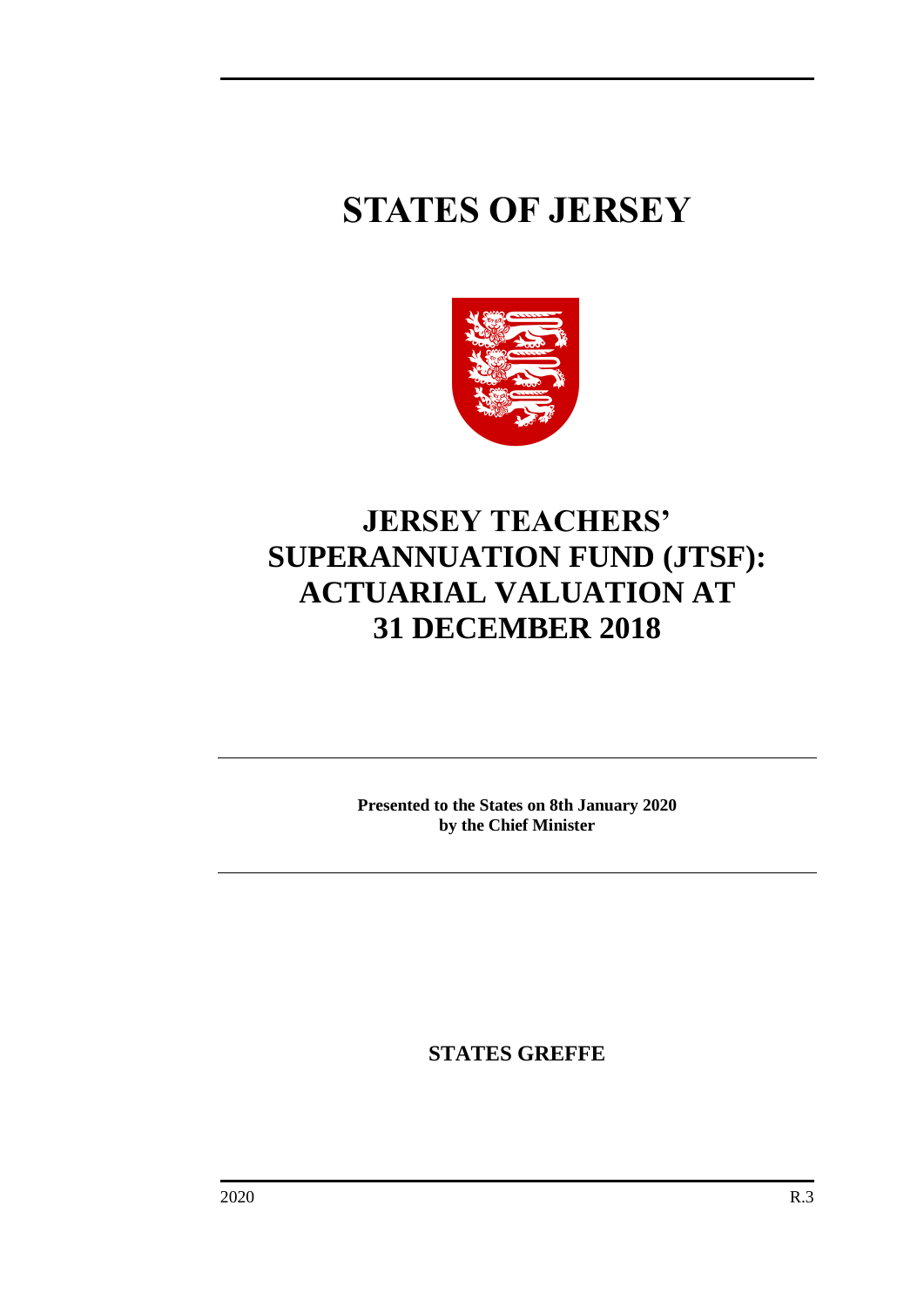# STATES OF JERSEY

# JERSEY TEACHERS' SUPERANNUATION FUND (JTSF): ACTUARIAL VALUATION AT 31 DECEMBER 2018

**Presented to the States on 8th January 2020 by the Chief Minister**

**STATES GREFFE**

2020 R.3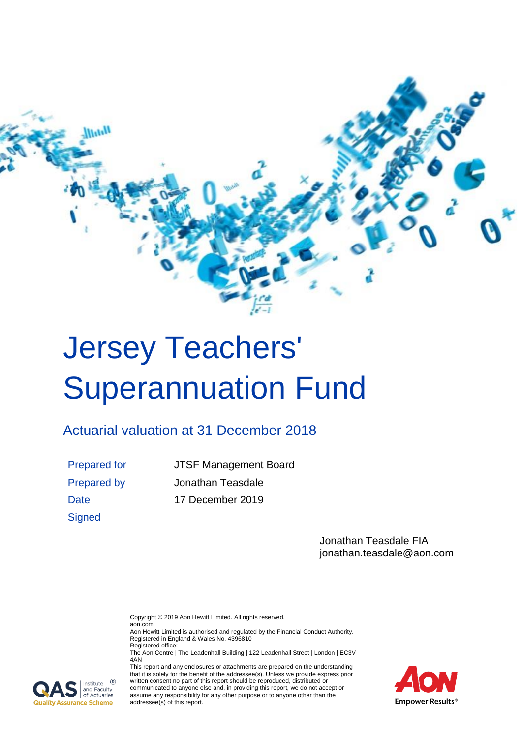# Jersey Teachers' Superannuation Fund

## Actuarial valuation at 31 December 2018

| | |
|---|---|
| Prepared for | JTSF Management Board |
| Prepared by | Jonathan Teasdale |
| Date | 17 December 2019 |
| Signed | |

Jonathan Teasdale FIA
jonathan.teasdale@aon.com

Copyright © 2019 Aon Hewitt Limited. All rights reserved.
aon.com
Aon Hewitt Limited is authorised and regulated by the Financial Conduct Authority.
Registered in England & Wales No. 4396810
Registered office:
The Aon Centre | The Leadenhall Building | 122 Leadenhall Street | London | EC3V 4AN
This report and any enclosures or attachments are prepared on the understanding that it is solely for the benefit of the addressee(s). Unless we provide express prior written consent no part of this report should be reproduced, distributed or communicated to anyone else and, in providing this report, we do not accept or assume any responsibility for any other purpose or to anyone other than the addressee(s) of this report.

QAS Institute and Faculty of Actuaries Quality Assurance Scheme

AON Empower Results®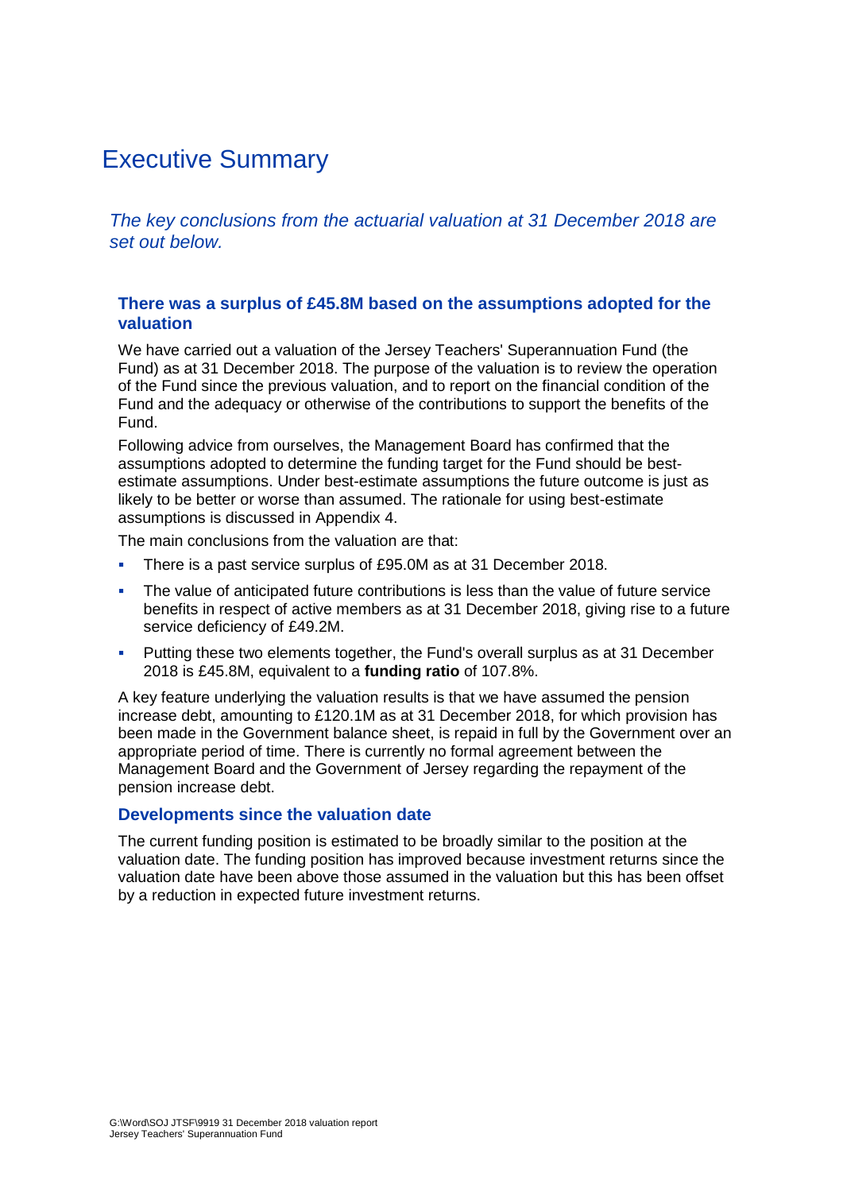# Executive Summary

*The key conclusions from the actuarial valuation at 31 December 2018 are set out below.*

### There was a surplus of £45.8M based on the assumptions adopted for the valuation

We have carried out a valuation of the Jersey Teachers' Superannuation Fund (the Fund) as at 31 December 2018. The purpose of the valuation is to review the operation of the Fund since the previous valuation, and to report on the financial condition of the Fund and the adequacy or otherwise of the contributions to support the benefits of the Fund.

Following advice from ourselves, the Management Board has confirmed that the assumptions adopted to determine the funding target for the Fund should be best-estimate assumptions. Under best-estimate assumptions the future outcome is just as likely to be better or worse than assumed. The rationale for using best-estimate assumptions is discussed in Appendix 4.

The main conclusions from the valuation are that:

- There is a past service surplus of £95.0M as at 31 December 2018.
- The value of anticipated future contributions is less than the value of future service benefits in respect of active members as at 31 December 2018, giving rise to a future service deficiency of £49.2M.
- Putting these two elements together, the Fund's overall surplus as at 31 December 2018 is £45.8M, equivalent to a **funding ratio** of 107.8%.

A key feature underlying the valuation results is that we have assumed the pension increase debt, amounting to £120.1M as at 31 December 2018, for which provision has been made in the Government balance sheet, is repaid in full by the Government over an appropriate period of time. There is currently no formal agreement between the Management Board and the Government of Jersey regarding the repayment of the pension increase debt.

### Developments since the valuation date

The current funding position is estimated to be broadly similar to the position at the valuation date. The funding position has improved because investment returns since the valuation date have been above those assumed in the valuation but this has been offset by a reduction in expected future investment returns.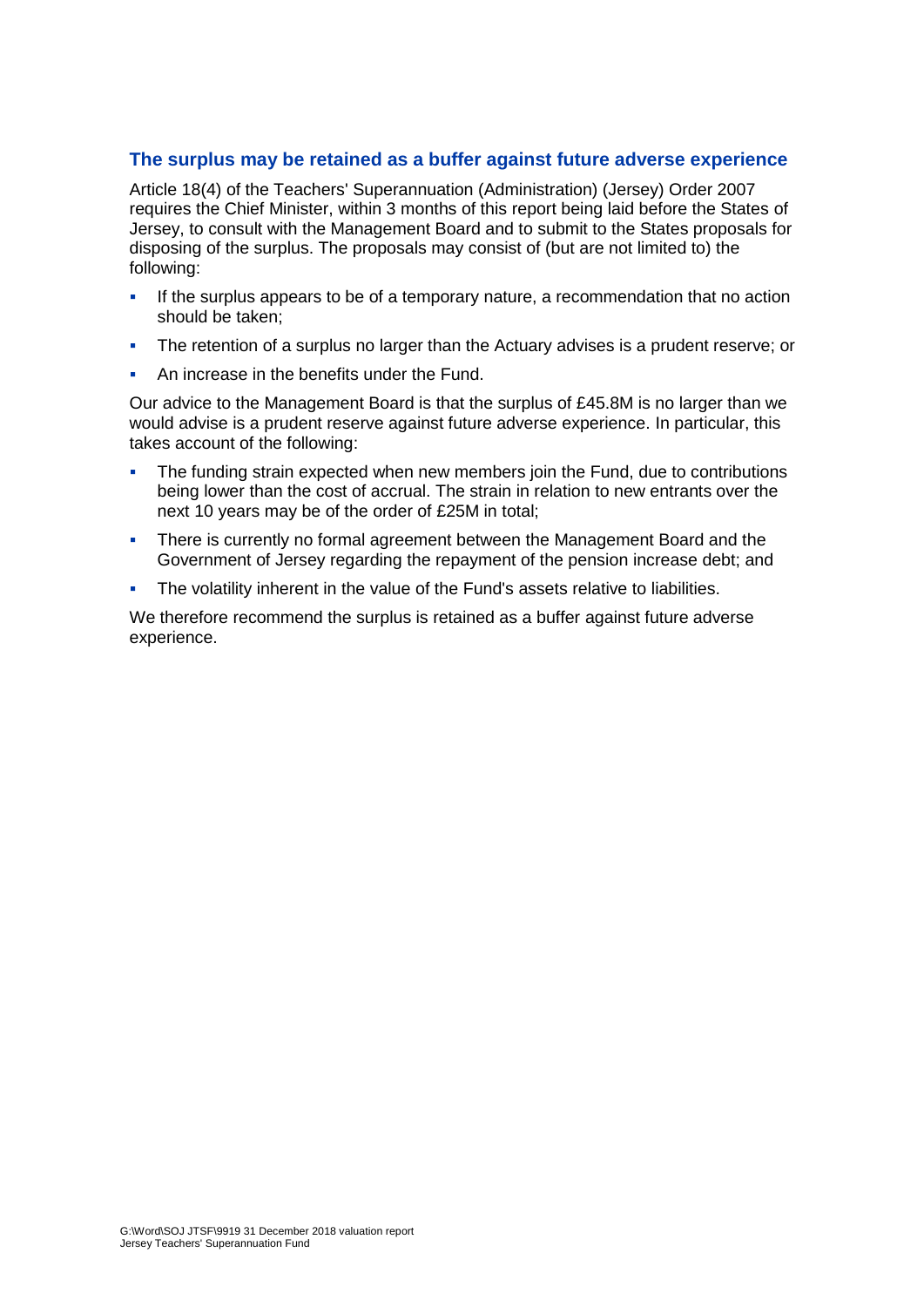## The surplus may be retained as a buffer against future adverse experience

Article 18(4) of the Teachers' Superannuation (Administration) (Jersey) Order 2007 requires the Chief Minister, within 3 months of this report being laid before the States of Jersey, to consult with the Management Board and to submit to the States proposals for disposing of the surplus. The proposals may consist of (but are not limited to) the following:

- If the surplus appears to be of a temporary nature, a recommendation that no action should be taken;
- The retention of a surplus no larger than the Actuary advises is a prudent reserve; or
- An increase in the benefits under the Fund.

Our advice to the Management Board is that the surplus of £45.8M is no larger than we would advise is a prudent reserve against future adverse experience. In particular, this takes account of the following:

- The funding strain expected when new members join the Fund, due to contributions being lower than the cost of accrual. The strain in relation to new entrants over the next 10 years may be of the order of £25M in total;
- There is currently no formal agreement between the Management Board and the Government of Jersey regarding the repayment of the pension increase debt; and
- The volatility inherent in the value of the Fund's assets relative to liabilities.

We therefore recommend the surplus is retained as a buffer against future adverse experience.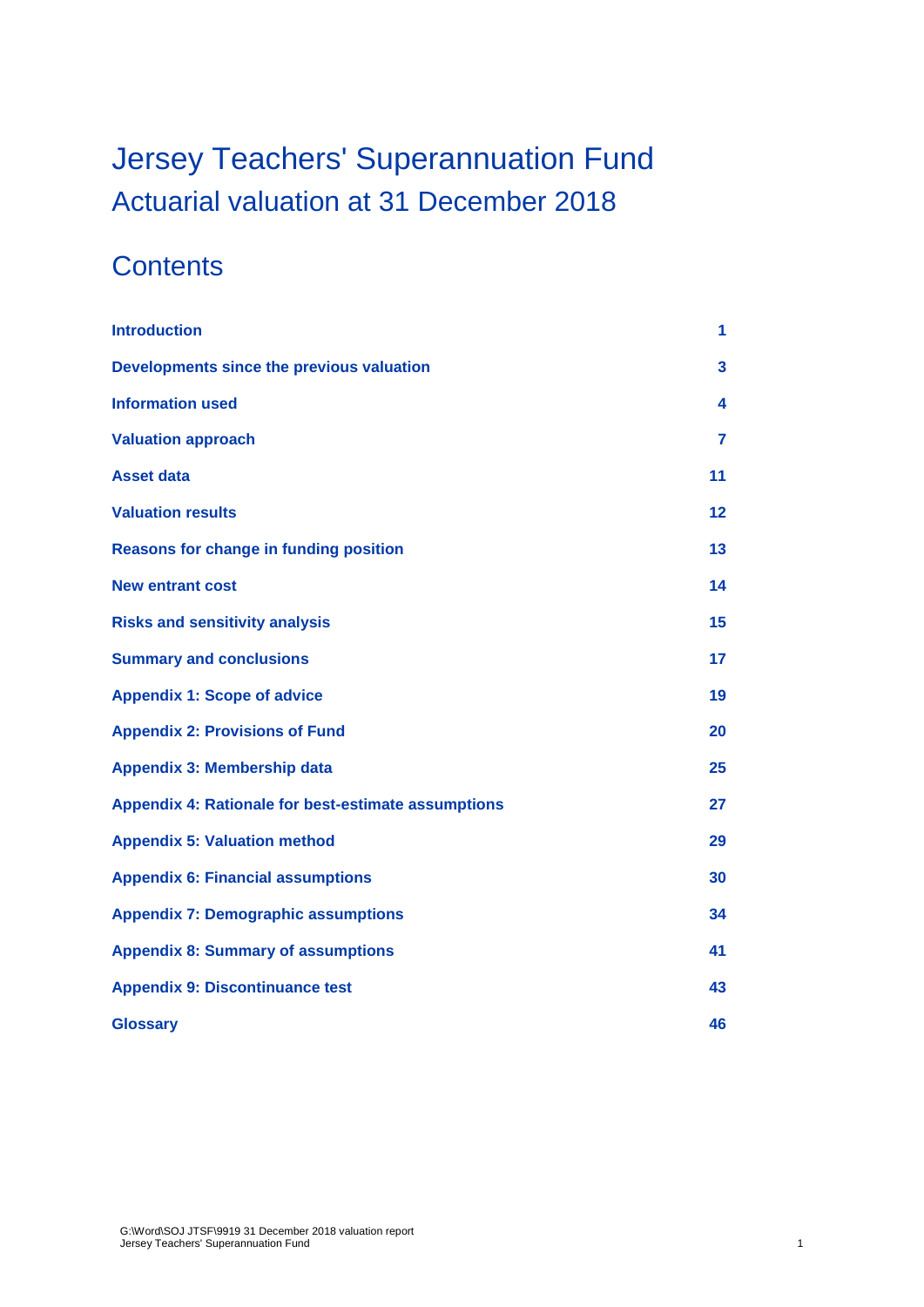# Jersey Teachers' Superannuation Fund
## Actuarial valuation at 31 December 2018

## Contents

| | |
|---|---|
| **Introduction** | **1** |
| **Developments since the previous valuation** | **3** |
| **Information used** | **4** |
| **Valuation approach** | **7** |
| **Asset data** | **11** |
| **Valuation results** | **12** |
| **Reasons for change in funding position** | **13** |
| **New entrant cost** | **14** |
| **Risks and sensitivity analysis** | **15** |
| **Summary and conclusions** | **17** |
| **Appendix 1: Scope of advice** | **19** |
| **Appendix 2: Provisions of Fund** | **20** |
| **Appendix 3: Membership data** | **25** |
| **Appendix 4: Rationale for best-estimate assumptions** | **27** |
| **Appendix 5: Valuation method** | **29** |
| **Appendix 6: Financial assumptions** | **30** |
| **Appendix 7: Demographic assumptions** | **34** |
| **Appendix 8: Summary of assumptions** | **41** |
| **Appendix 9: Discontinuance test** | **43** |
| **Glossary** | **46** |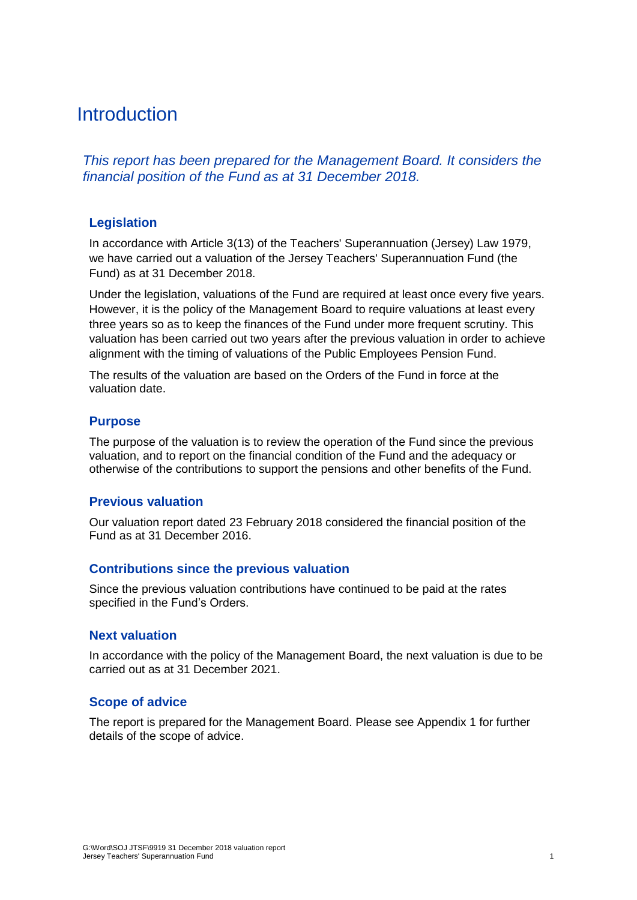# Introduction

*This report has been prepared for the Management Board. It considers the financial position of the Fund as at 31 December 2018.*

## Legislation

In accordance with Article 3(13) of the Teachers' Superannuation (Jersey) Law 1979, we have carried out a valuation of the Jersey Teachers' Superannuation Fund (the Fund) as at 31 December 2018.

Under the legislation, valuations of the Fund are required at least once every five years. However, it is the policy of the Management Board to require valuations at least every three years so as to keep the finances of the Fund under more frequent scrutiny. This valuation has been carried out two years after the previous valuation in order to achieve alignment with the timing of valuations of the Public Employees Pension Fund.

The results of the valuation are based on the Orders of the Fund in force at the valuation date.

## Purpose

The purpose of the valuation is to review the operation of the Fund since the previous valuation, and to report on the financial condition of the Fund and the adequacy or otherwise of the contributions to support the pensions and other benefits of the Fund.

## Previous valuation

Our valuation report dated 23 February 2018 considered the financial position of the Fund as at 31 December 2016.

## Contributions since the previous valuation

Since the previous valuation contributions have continued to be paid at the rates specified in the Fund's Orders.

## Next valuation

In accordance with the policy of the Management Board, the next valuation is due to be carried out as at 31 December 2021.

## Scope of advice

The report is prepared for the Management Board. Please see Appendix 1 for further details of the scope of advice.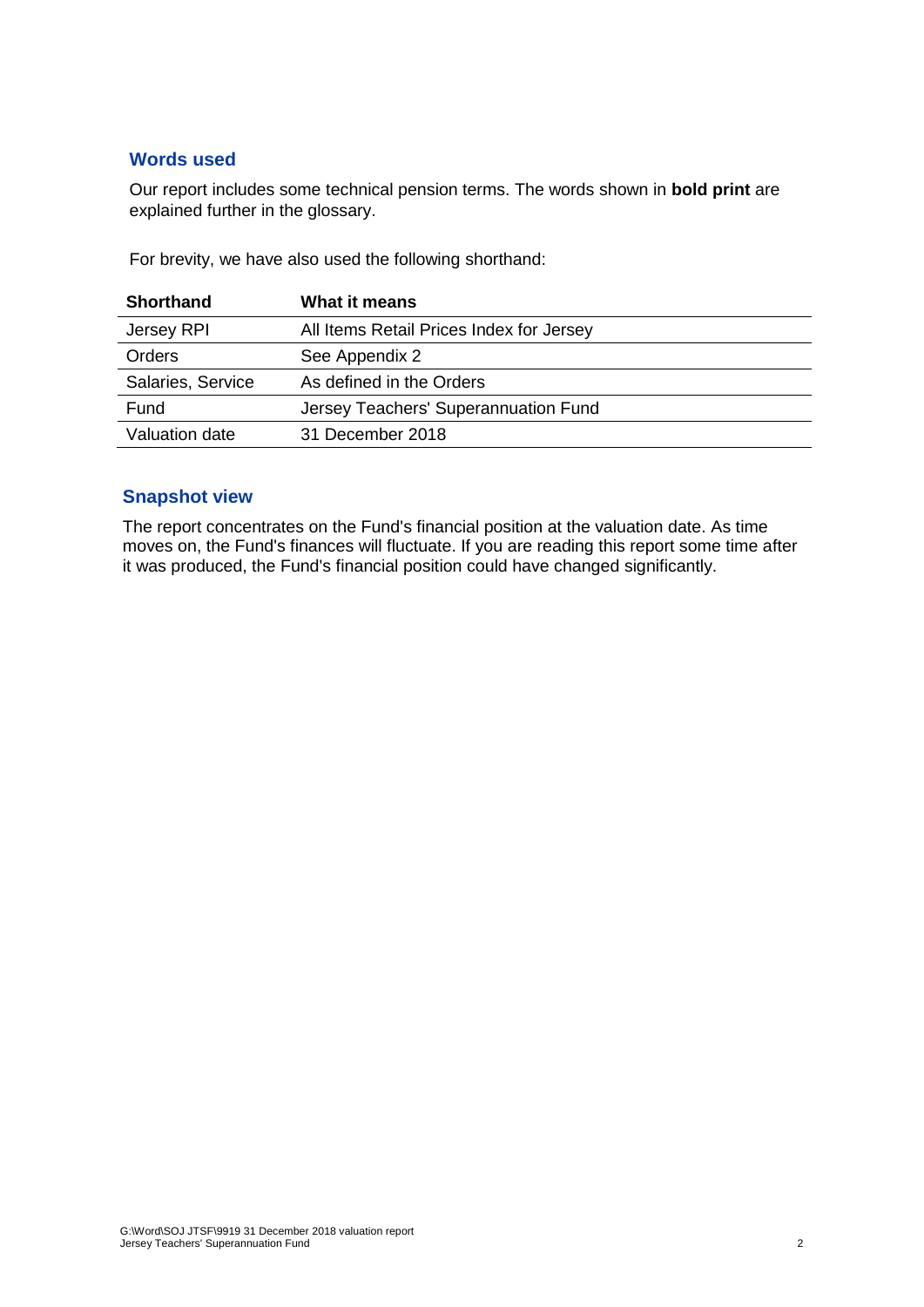## Words used

Our report includes some technical pension terms. The words shown in **bold print** are explained further in the glossary.

For brevity, we have also used the following shorthand:

| Shorthand | What it means |
|---|---|
| Jersey RPI | All Items Retail Prices Index for Jersey |
| Orders | See Appendix 2 |
| Salaries, Service | As defined in the Orders |
| Fund | Jersey Teachers' Superannuation Fund |
| Valuation date | 31 December 2018 |

## Snapshot view

The report concentrates on the Fund's financial position at the valuation date. As time moves on, the Fund's finances will fluctuate. If you are reading this report some time after it was produced, the Fund's financial position could have changed significantly.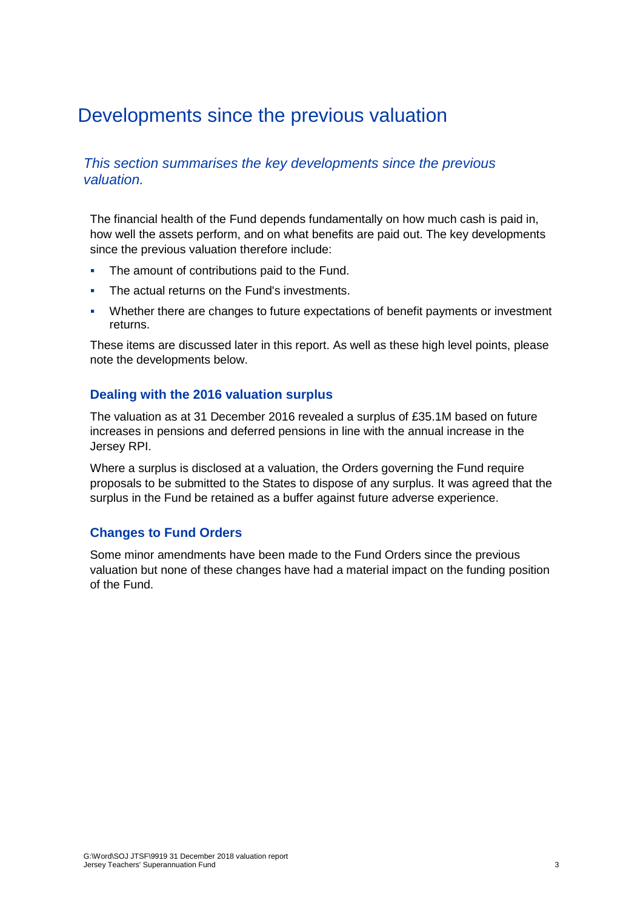# Developments since the previous valuation

*This section summarises the key developments since the previous valuation.*

The financial health of the Fund depends fundamentally on how much cash is paid in, how well the assets perform, and on what benefits are paid out. The key developments since the previous valuation therefore include:

- The amount of contributions paid to the Fund.
- The actual returns on the Fund's investments.
- Whether there are changes to future expectations of benefit payments or investment returns.

These items are discussed later in this report. As well as these high level points, please note the developments below.

### Dealing with the 2016 valuation surplus

The valuation as at 31 December 2016 revealed a surplus of £35.1M based on future increases in pensions and deferred pensions in line with the annual increase in the Jersey RPI.

Where a surplus is disclosed at a valuation, the Orders governing the Fund require proposals to be submitted to the States to dispose of any surplus. It was agreed that the surplus in the Fund be retained as a buffer against future adverse experience.

### Changes to Fund Orders

Some minor amendments have been made to the Fund Orders since the previous valuation but none of these changes have had a material impact on the funding position of the Fund.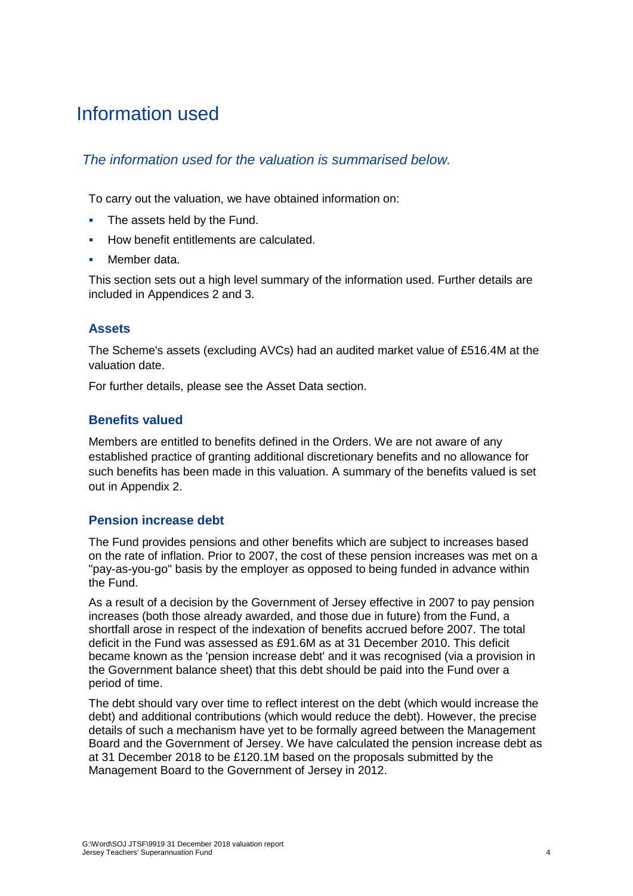# Information used

*The information used for the valuation is summarised below.*

To carry out the valuation, we have obtained information on:

- The assets held by the Fund.
- How benefit entitlements are calculated.
- Member data.

This section sets out a high level summary of the information used. Further details are included in Appendices 2 and 3.

## Assets

The Scheme's assets (excluding AVCs) had an audited market value of £516.4M at the valuation date.

For further details, please see the Asset Data section.

## Benefits valued

Members are entitled to benefits defined in the Orders. We are not aware of any established practice of granting additional discretionary benefits and no allowance for such benefits has been made in this valuation. A summary of the benefits valued is set out in Appendix 2.

## Pension increase debt

The Fund provides pensions and other benefits which are subject to increases based on the rate of inflation. Prior to 2007, the cost of these pension increases was met on a "pay-as-you-go" basis by the employer as opposed to being funded in advance within the Fund.

As a result of a decision by the Government of Jersey effective in 2007 to pay pension increases (both those already awarded, and those due in future) from the Fund, a shortfall arose in respect of the indexation of benefits accrued before 2007. The total deficit in the Fund was assessed as £91.6M as at 31 December 2010. This deficit became known as the 'pension increase debt' and it was recognised (via a provision in the Government balance sheet) that this debt should be paid into the Fund over a period of time.

The debt should vary over time to reflect interest on the debt (which would increase the debt) and additional contributions (which would reduce the debt). However, the precise details of such a mechanism have yet to be formally agreed between the Management Board and the Government of Jersey. We have calculated the pension increase debt as at 31 December 2018 to be £120.1M based on the proposals submitted by the Management Board to the Government of Jersey in 2012.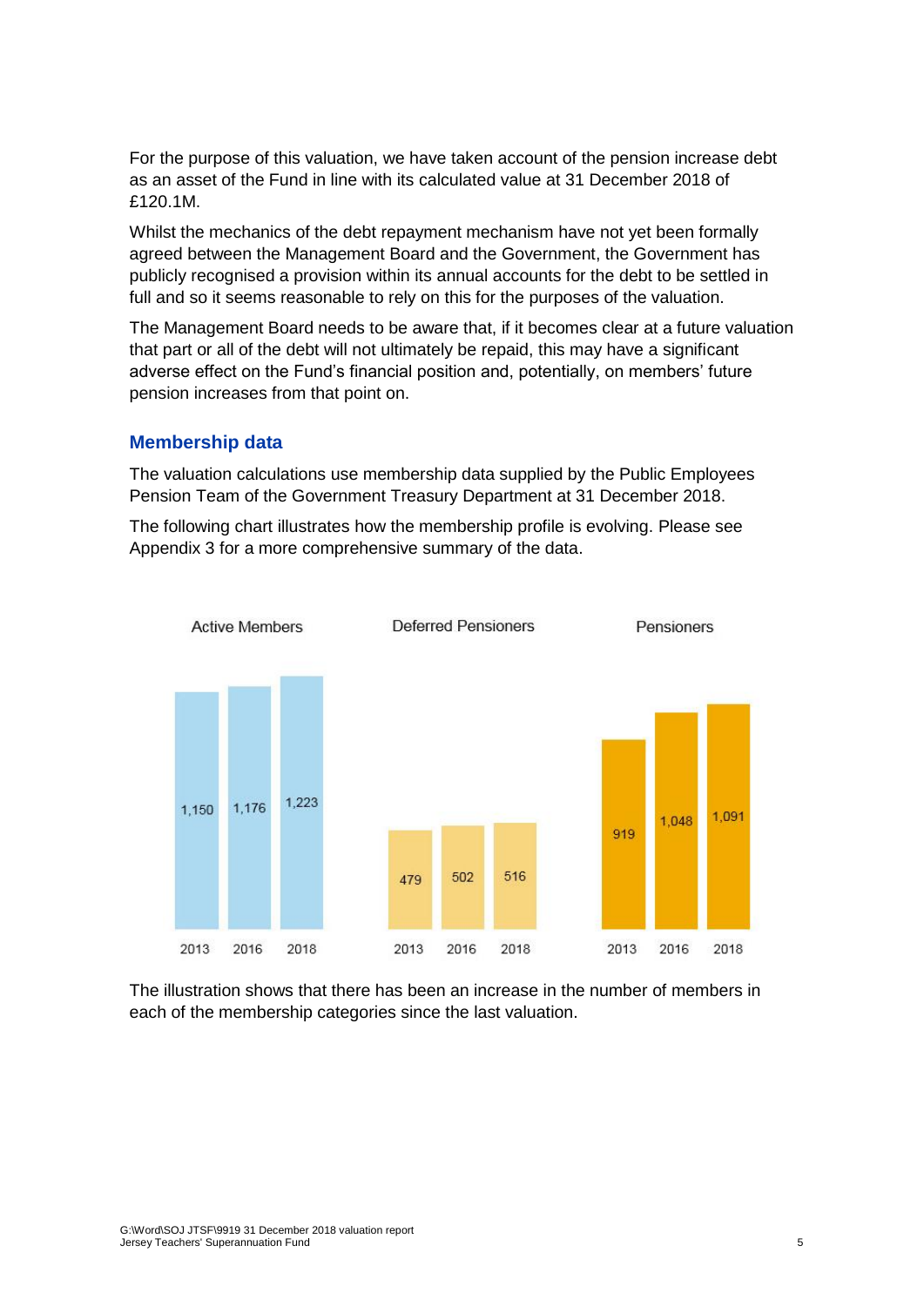For the purpose of this valuation, we have taken account of the pension increase debt as an asset of the Fund in line with its calculated value at 31 December 2018 of £120.1M.

Whilst the mechanics of the debt repayment mechanism have not yet been formally agreed between the Management Board and the Government, the Government has publicly recognised a provision within its annual accounts for the debt to be settled in full and so it seems reasonable to rely on this for the purposes of the valuation.

The Management Board needs to be aware that, if it becomes clear at a future valuation that part or all of the debt will not ultimately be repaid, this may have a significant adverse effect on the Fund's financial position and, potentially, on members' future pension increases from that point on.

## Membership data

The valuation calculations use membership data supplied by the Public Employees Pension Team of the Government Treasury Department at 31 December 2018.

The following chart illustrates how the membership profile is evolving. Please see Appendix 3 for a more comprehensive summary of the data.

| | 2013 | 2016 | 2018 |
|---|---|---|---|
| Active Members | 1,150 | 1,176 | 1,223 |
| Deferred Pensioners | 479 | 502 | 516 |
| Pensioners | 919 | 1,048 | 1,091 |

The illustration shows that there has been an increase in the number of members in each of the membership categories since the last valuation.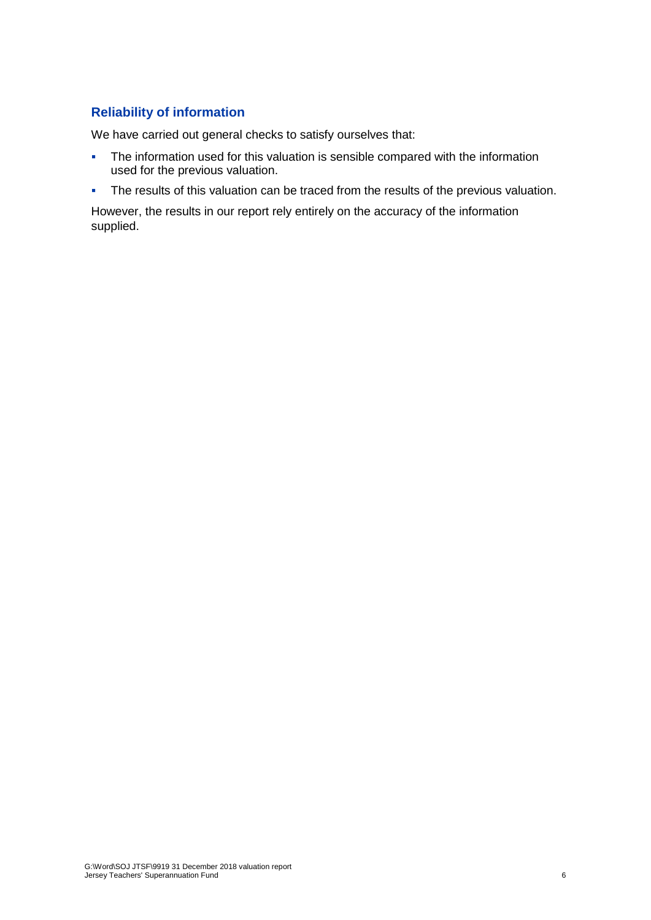## Reliability of information

We have carried out general checks to satisfy ourselves that:

- The information used for this valuation is sensible compared with the information used for the previous valuation.
- The results of this valuation can be traced from the results of the previous valuation.

However, the results in our report rely entirely on the accuracy of the information supplied.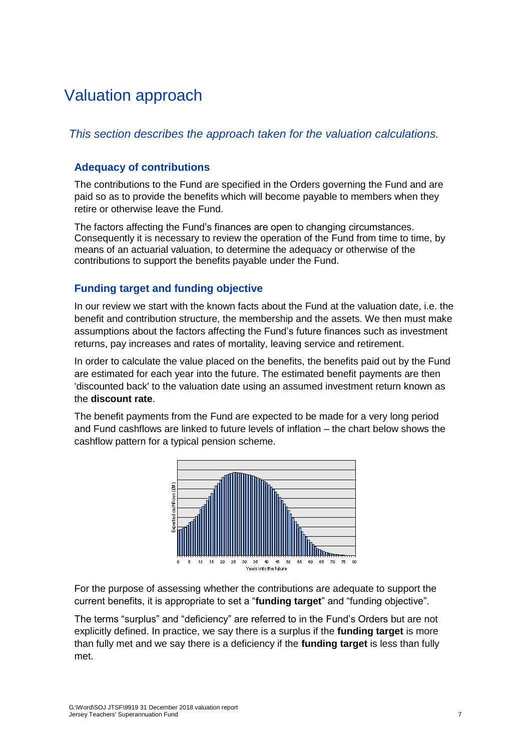# Valuation approach

*This section describes the approach taken for the valuation calculations.*

### Adequacy of contributions

The contributions to the Fund are specified in the Orders governing the Fund and are paid so as to provide the benefits which will become payable to members when they retire or otherwise leave the Fund.

The factors affecting the Fund's finances are open to changing circumstances. Consequently it is necessary to review the operation of the Fund from time to time, by means of an actuarial valuation, to determine the adequacy or otherwise of the contributions to support the benefits payable under the Fund.

### Funding target and funding objective

In our review we start with the known facts about the Fund at the valuation date, i.e. the benefit and contribution structure, the membership and the assets. We then must make assumptions about the factors affecting the Fund's future finances such as investment returns, pay increases and rates of mortality, leaving service and retirement.

In order to calculate the value placed on the benefits, the benefits paid out by the Fund are estimated for each year into the future. The estimated benefit payments are then 'discounted back' to the valuation date using an assumed investment return known as the **discount rate**.

The benefit payments from the Fund are expected to be made for a very long period and Fund cashflows are linked to future levels of inflation – the chart below shows the cashflow pattern for a typical pension scheme.

For the purpose of assessing whether the contributions are adequate to support the current benefits, it is appropriate to set a "**funding target**" and "funding objective".

The terms "surplus" and "deficiency" are referred to in the Fund's Orders but are not explicitly defined. In practice, we say there is a surplus if the **funding target** is more than fully met and we say there is a deficiency if the **funding target** is less than fully met.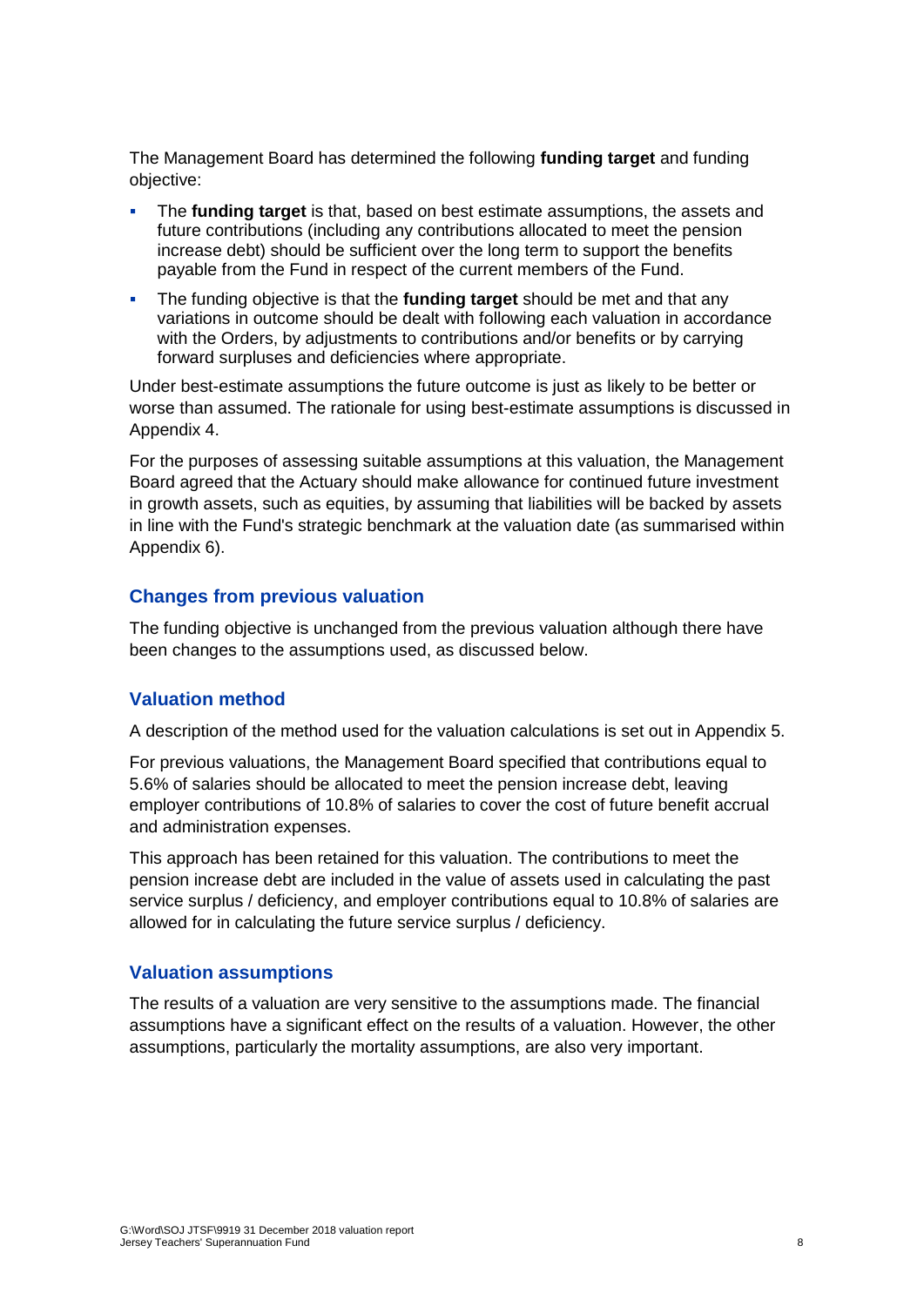The Management Board has determined the following **funding target** and funding objective:

- The **funding target** is that, based on best estimate assumptions, the assets and future contributions (including any contributions allocated to meet the pension increase debt) should be sufficient over the long term to support the benefits payable from the Fund in respect of the current members of the Fund.
- The funding objective is that the **funding target** should be met and that any variations in outcome should be dealt with following each valuation in accordance with the Orders, by adjustments to contributions and/or benefits or by carrying forward surpluses and deficiencies where appropriate.

Under best-estimate assumptions the future outcome is just as likely to be better or worse than assumed. The rationale for using best-estimate assumptions is discussed in Appendix 4.

For the purposes of assessing suitable assumptions at this valuation, the Management Board agreed that the Actuary should make allowance for continued future investment in growth assets, such as equities, by assuming that liabilities will be backed by assets in line with the Fund's strategic benchmark at the valuation date (as summarised within Appendix 6).

### Changes from previous valuation

The funding objective is unchanged from the previous valuation although there have been changes to the assumptions used, as discussed below.

### Valuation method

A description of the method used for the valuation calculations is set out in Appendix 5.

For previous valuations, the Management Board specified that contributions equal to 5.6% of salaries should be allocated to meet the pension increase debt, leaving employer contributions of 10.8% of salaries to cover the cost of future benefit accrual and administration expenses.

This approach has been retained for this valuation. The contributions to meet the pension increase debt are included in the value of assets used in calculating the past service surplus / deficiency, and employer contributions equal to 10.8% of salaries are allowed for in calculating the future service surplus / deficiency.

### Valuation assumptions

The results of a valuation are very sensitive to the assumptions made. The financial assumptions have a significant effect on the results of a valuation. However, the other assumptions, particularly the mortality assumptions, are also very important.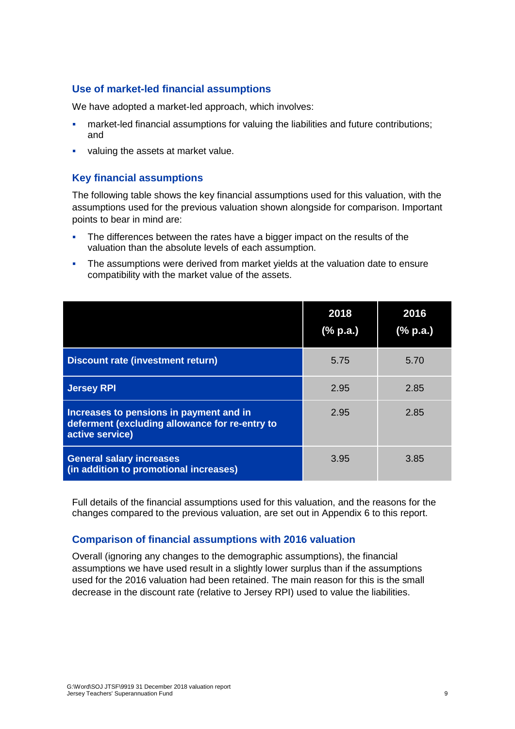## Use of market-led financial assumptions

We have adopted a market-led approach, which involves:

- market-led financial assumptions for valuing the liabilities and future contributions; and
- valuing the assets at market value.

## Key financial assumptions

The following table shows the key financial assumptions used for this valuation, with the assumptions used for the previous valuation shown alongside for comparison. Important points to bear in mind are:

- The differences between the rates have a bigger impact on the results of the valuation than the absolute levels of each assumption.
- The assumptions were derived from market yields at the valuation date to ensure compatibility with the market value of the assets.

| | 2018 (% p.a.) | 2016 (% p.a.) |
|---|---|---|
| **Discount rate (investment return)** | 5.75 | 5.70 |
| **Jersey RPI** | 2.95 | 2.85 |
| **Increases to pensions in payment and in deferment (excluding allowance for re-entry to active service)** | 2.95 | 2.85 |
| **General salary increases (in addition to promotional increases)** | 3.95 | 3.85 |

Full details of the financial assumptions used for this valuation, and the reasons for the changes compared to the previous valuation, are set out in Appendix 6 to this report.

## Comparison of financial assumptions with 2016 valuation

Overall (ignoring any changes to the demographic assumptions), the financial assumptions we have used result in a slightly lower surplus than if the assumptions used for the 2016 valuation had been retained. The main reason for this is the small decrease in the discount rate (relative to Jersey RPI) used to value the liabilities.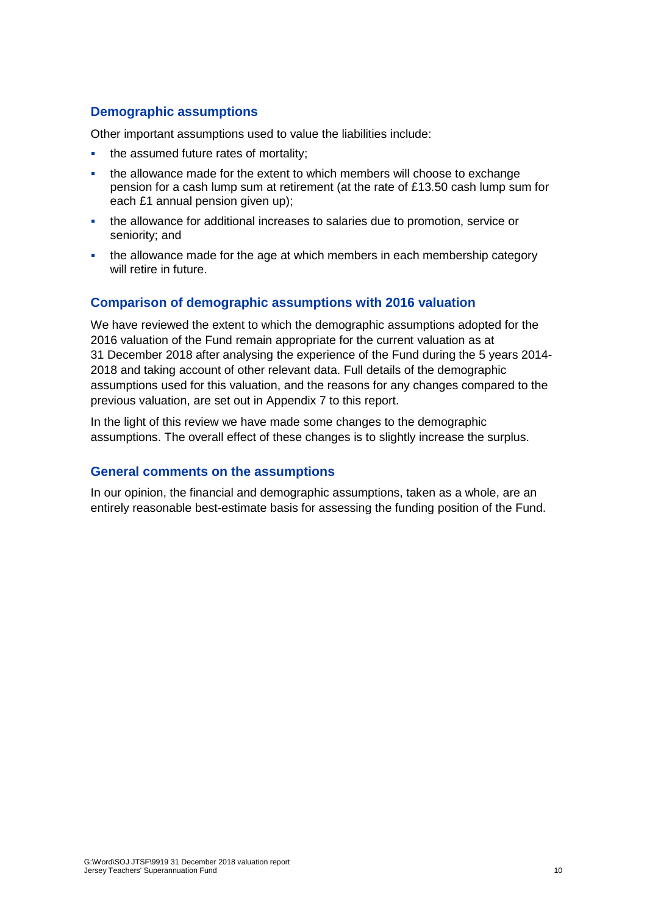### Demographic assumptions

Other important assumptions used to value the liabilities include:

- the assumed future rates of mortality;
- the allowance made for the extent to which members will choose to exchange pension for a cash lump sum at retirement (at the rate of £13.50 cash lump sum for each £1 annual pension given up);
- the allowance for additional increases to salaries due to promotion, service or seniority; and
- the allowance made for the age at which members in each membership category will retire in future.

### Comparison of demographic assumptions with 2016 valuation

We have reviewed the extent to which the demographic assumptions adopted for the 2016 valuation of the Fund remain appropriate for the current valuation as at 31 December 2018 after analysing the experience of the Fund during the 5 years 2014-2018 and taking account of other relevant data. Full details of the demographic assumptions used for this valuation, and the reasons for any changes compared to the previous valuation, are set out in Appendix 7 to this report.

In the light of this review we have made some changes to the demographic assumptions. The overall effect of these changes is to slightly increase the surplus.

### General comments on the assumptions

In our opinion, the financial and demographic assumptions, taken as a whole, are an entirely reasonable best-estimate basis for assessing the funding position of the Fund.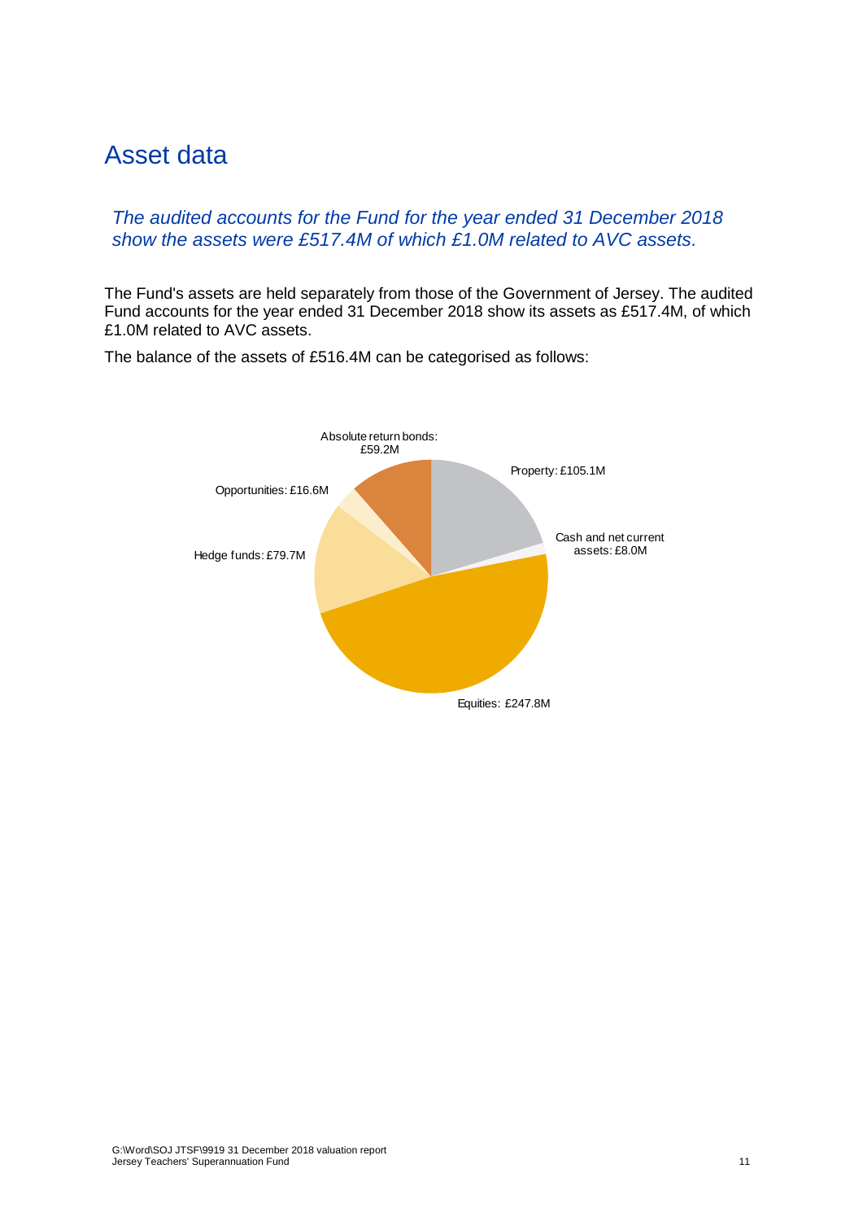# Asset data

*The audited accounts for the Fund for the year ended 31 December 2018 show the assets were £517.4M of which £1.0M related to AVC assets.*

The Fund's assets are held separately from those of the Government of Jersey. The audited Fund accounts for the year ended 31 December 2018 show its assets as £517.4M, of which £1.0M related to AVC assets.

The balance of the assets of £516.4M can be categorised as follows:

Absolute return bonds: £59.2M

Property: £105.1M

Opportunities: £16.6M

Cash and net current assets: £8.0M

Hedge funds: £79.7M

Equities: £247.8M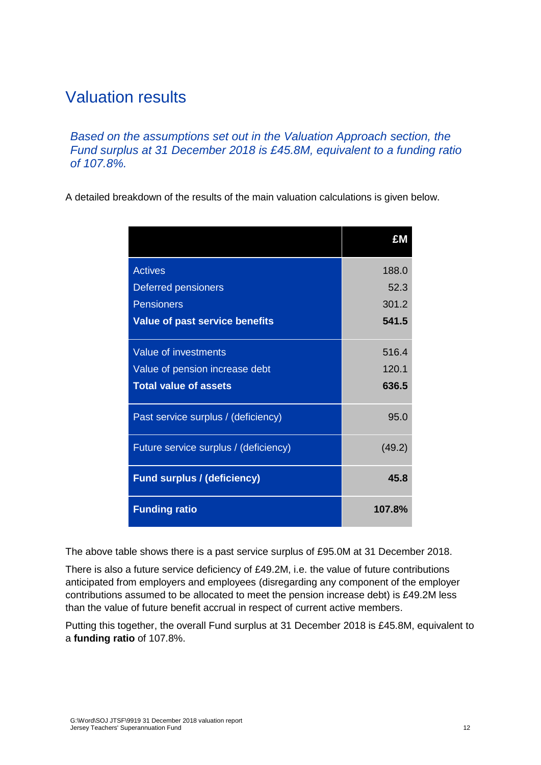## Valuation results

*Based on the assumptions set out in the Valuation Approach section, the Fund surplus at 31 December 2018 is £45.8M, equivalent to a funding ratio of 107.8%.*

A detailed breakdown of the results of the main valuation calculations is given below.

| | £M |
|---|---|
| Actives | 188.0 |
| Deferred pensioners | 52.3 |
| Pensioners | 301.2 |
| **Value of past service benefits** | **541.5** |
| Value of investments | 516.4 |
| Value of pension increase debt | 120.1 |
| **Total value of assets** | **636.5** |
| Past service surplus / (deficiency) | 95.0 |
| Future service surplus / (deficiency) | (49.2) |
| **Fund surplus / (deficiency)** | **45.8** |
| **Funding ratio** | **107.8%** |

The above table shows there is a past service surplus of £95.0M at 31 December 2018.

There is also a future service deficiency of £49.2M, i.e. the value of future contributions anticipated from employers and employees (disregarding any component of the employer contributions assumed to be allocated to meet the pension increase debt) is £49.2M less than the value of future benefit accrual in respect of current active members.

Putting this together, the overall Fund surplus at 31 December 2018 is £45.8M, equivalent to a **funding ratio** of 107.8%.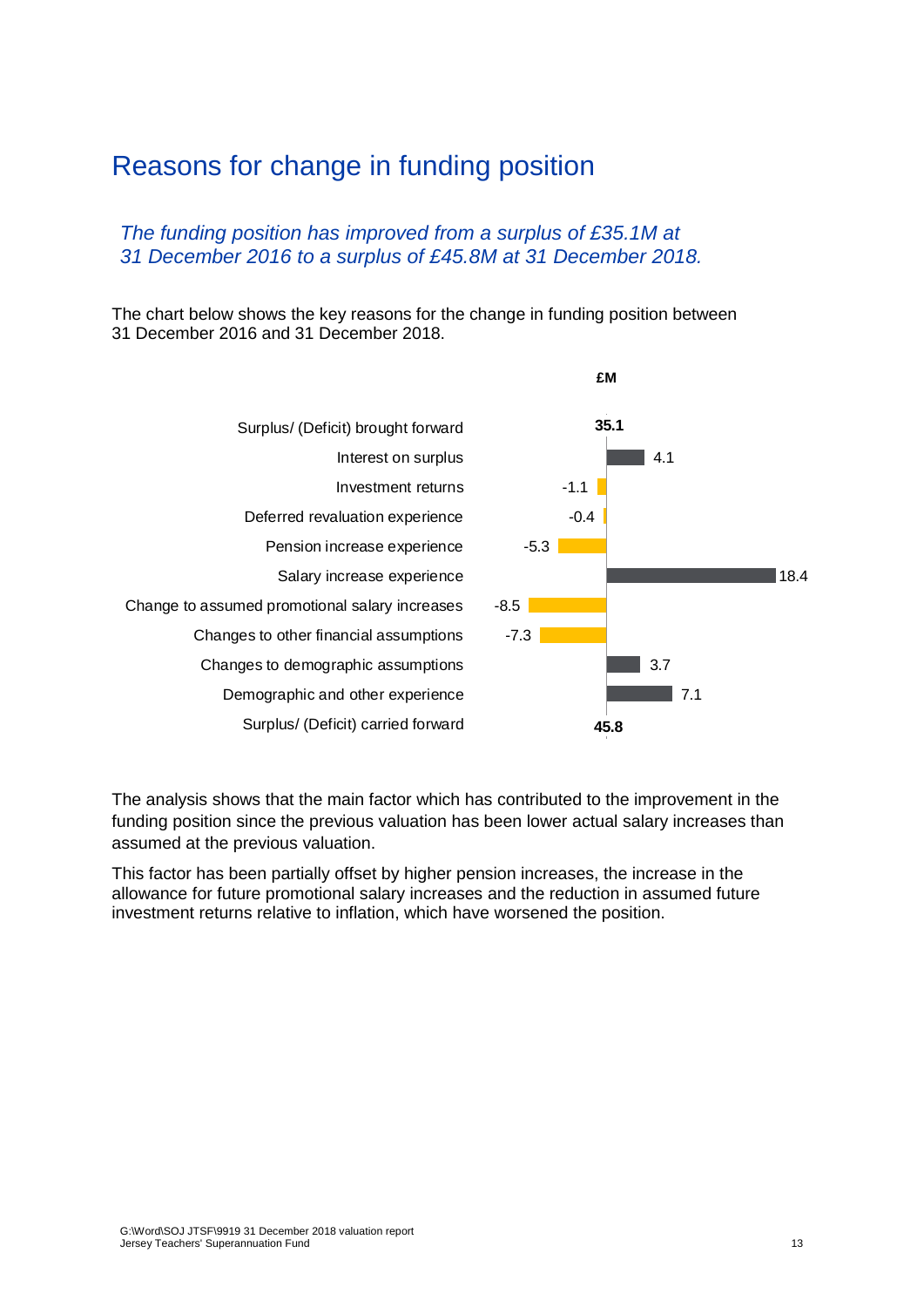# Reasons for change in funding position

*The funding position has improved from a surplus of £35.1M at 31 December 2016 to a surplus of £45.8M at 31 December 2018.*

The chart below shows the key reasons for the change in funding position between 31 December 2016 and 31 December 2018.

| | £M |
|---|---|
| Surplus/ (Deficit) brought forward | **35.1** |
| Interest on surplus | 4.1 |
| Investment returns | -1.1 |
| Deferred revaluation experience | -0.4 |
| Pension increase experience | -5.3 |
| Salary increase experience | 18.4 |
| Change to assumed promotional salary increases | -8.5 |
| Changes to other financial assumptions | -7.3 |
| Changes to demographic assumptions | 3.7 |
| Demographic and other experience | 7.1 |
| Surplus/ (Deficit) carried forward | **45.8** |

The analysis shows that the main factor which has contributed to the improvement in the funding position since the previous valuation has been lower actual salary increases than assumed at the previous valuation.

This factor has been partially offset by higher pension increases, the increase in the allowance for future promotional salary increases and the reduction in assumed future investment returns relative to inflation, which have worsened the position.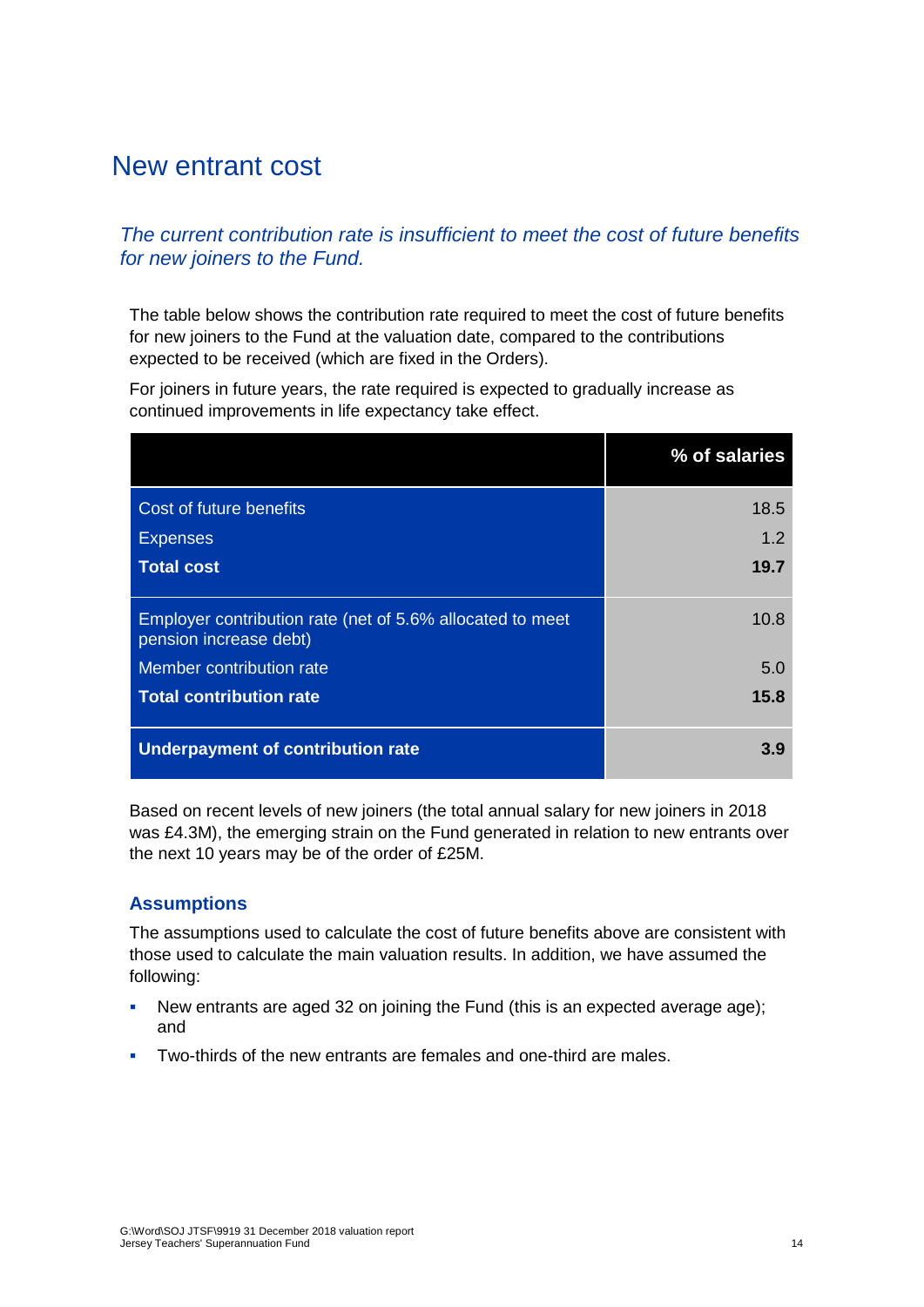# New entrant cost

*The current contribution rate is insufficient to meet the cost of future benefits for new joiners to the Fund.*

The table below shows the contribution rate required to meet the cost of future benefits for new joiners to the Fund at the valuation date, compared to the contributions expected to be received (which are fixed in the Orders).

For joiners in future years, the rate required is expected to gradually increase as continued improvements in life expectancy take effect.

| | % of salaries |
|---|---|
| Cost of future benefits | 18.5 |
| Expenses | 1.2 |
| **Total cost** | **19.7** |
| Employer contribution rate (net of 5.6% allocated to meet pension increase debt) | 10.8 |
| Member contribution rate | 5.0 |
| **Total contribution rate** | **15.8** |
| **Underpayment of contribution rate** | **3.9** |

Based on recent levels of new joiners (the total annual salary for new joiners in 2018 was £4.3M), the emerging strain on the Fund generated in relation to new entrants over the next 10 years may be of the order of £25M.

### Assumptions

The assumptions used to calculate the cost of future benefits above are consistent with those used to calculate the main valuation results. In addition, we have assumed the following:

- New entrants are aged 32 on joining the Fund (this is an expected average age); and
- Two-thirds of the new entrants are females and one-third are males.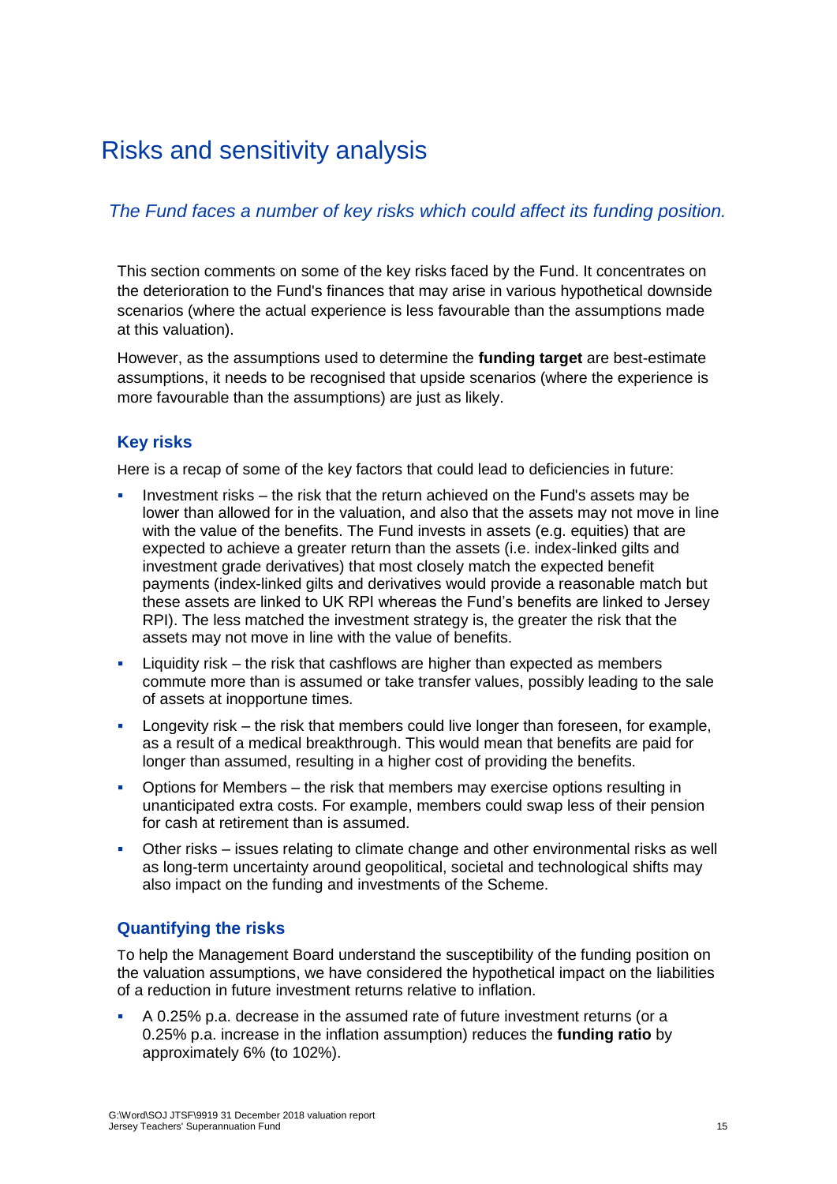# Risks and sensitivity analysis

*The Fund faces a number of key risks which could affect its funding position.*

This section comments on some of the key risks faced by the Fund. It concentrates on the deterioration to the Fund's finances that may arise in various hypothetical downside scenarios (where the actual experience is less favourable than the assumptions made at this valuation).

However, as the assumptions used to determine the **funding target** are best-estimate assumptions, it needs to be recognised that upside scenarios (where the experience is more favourable than the assumptions) are just as likely.

## Key risks

Here is a recap of some of the key factors that could lead to deficiencies in future:

- Investment risks – the risk that the return achieved on the Fund's assets may be lower than allowed for in the valuation, and also that the assets may not move in line with the value of the benefits. The Fund invests in assets (e.g. equities) that are expected to achieve a greater return than the assets (i.e. index-linked gilts and investment grade derivatives) that most closely match the expected benefit payments (index-linked gilts and derivatives would provide a reasonable match but these assets are linked to UK RPI whereas the Fund's benefits are linked to Jersey RPI). The less matched the investment strategy is, the greater the risk that the assets may not move in line with the value of benefits.
- Liquidity risk – the risk that cashflows are higher than expected as members commute more than is assumed or take transfer values, possibly leading to the sale of assets at inopportune times.
- Longevity risk – the risk that members could live longer than foreseen, for example, as a result of a medical breakthrough. This would mean that benefits are paid for longer than assumed, resulting in a higher cost of providing the benefits.
- Options for Members – the risk that members may exercise options resulting in unanticipated extra costs. For example, members could swap less of their pension for cash at retirement than is assumed.
- Other risks – issues relating to climate change and other environmental risks as well as long-term uncertainty around geopolitical, societal and technological shifts may also impact on the funding and investments of the Scheme.

## Quantifying the risks

To help the Management Board understand the susceptibility of the funding position on the valuation assumptions, we have considered the hypothetical impact on the liabilities of a reduction in future investment returns relative to inflation.

- A 0.25% p.a. decrease in the assumed rate of future investment returns (or a 0.25% p.a. increase in the inflation assumption) reduces the **funding ratio** by approximately 6% (to 102%).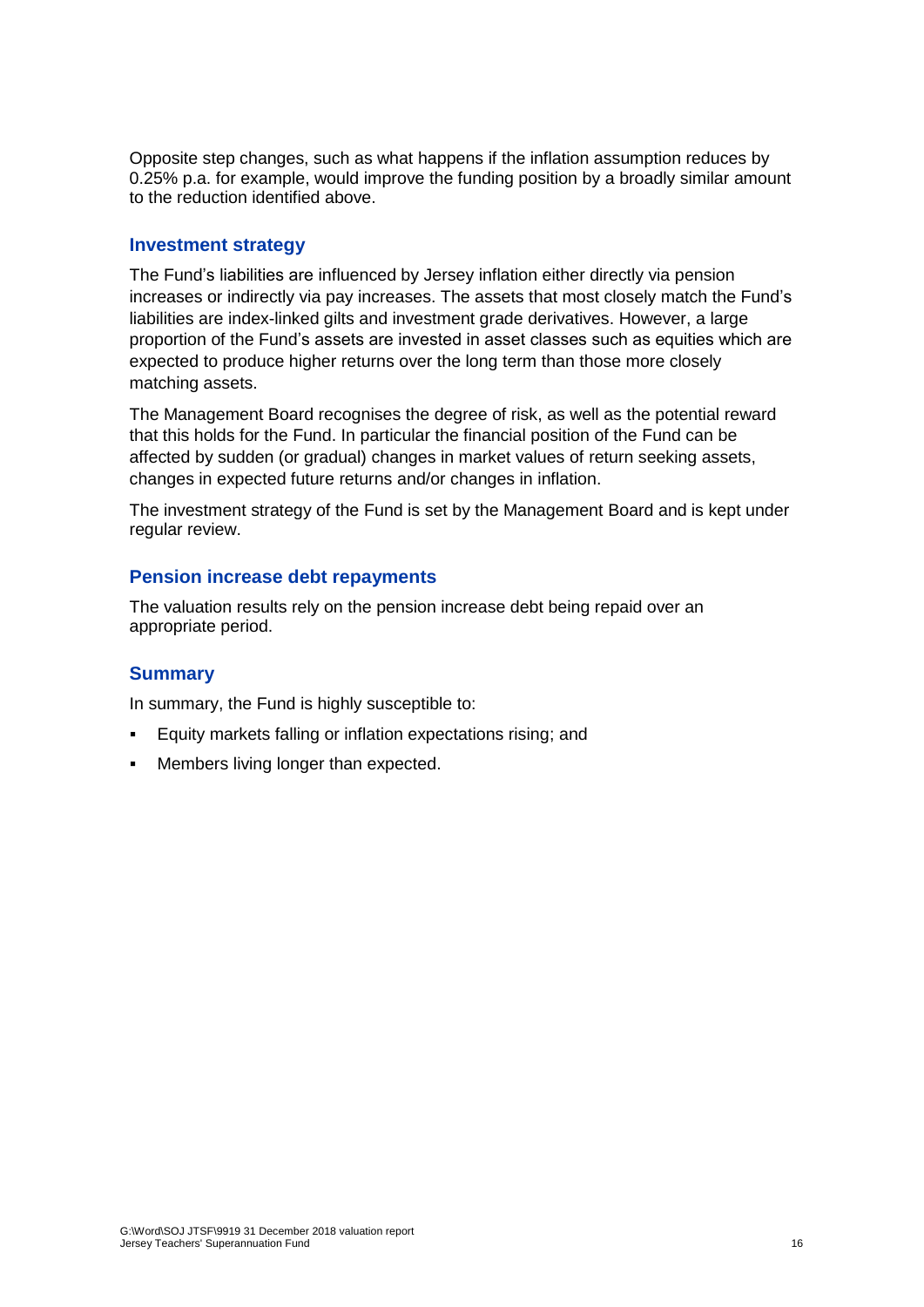Opposite step changes, such as what happens if the inflation assumption reduces by 0.25% p.a. for example, would improve the funding position by a broadly similar amount to the reduction identified above.

### Investment strategy

The Fund's liabilities are influenced by Jersey inflation either directly via pension increases or indirectly via pay increases. The assets that most closely match the Fund's liabilities are index-linked gilts and investment grade derivatives. However, a large proportion of the Fund's assets are invested in asset classes such as equities which are expected to produce higher returns over the long term than those more closely matching assets.

The Management Board recognises the degree of risk, as well as the potential reward that this holds for the Fund. In particular the financial position of the Fund can be affected by sudden (or gradual) changes in market values of return seeking assets, changes in expected future returns and/or changes in inflation.

The investment strategy of the Fund is set by the Management Board and is kept under regular review.

### Pension increase debt repayments

The valuation results rely on the pension increase debt being repaid over an appropriate period.

### Summary

In summary, the Fund is highly susceptible to:

- Equity markets falling or inflation expectations rising; and
- Members living longer than expected.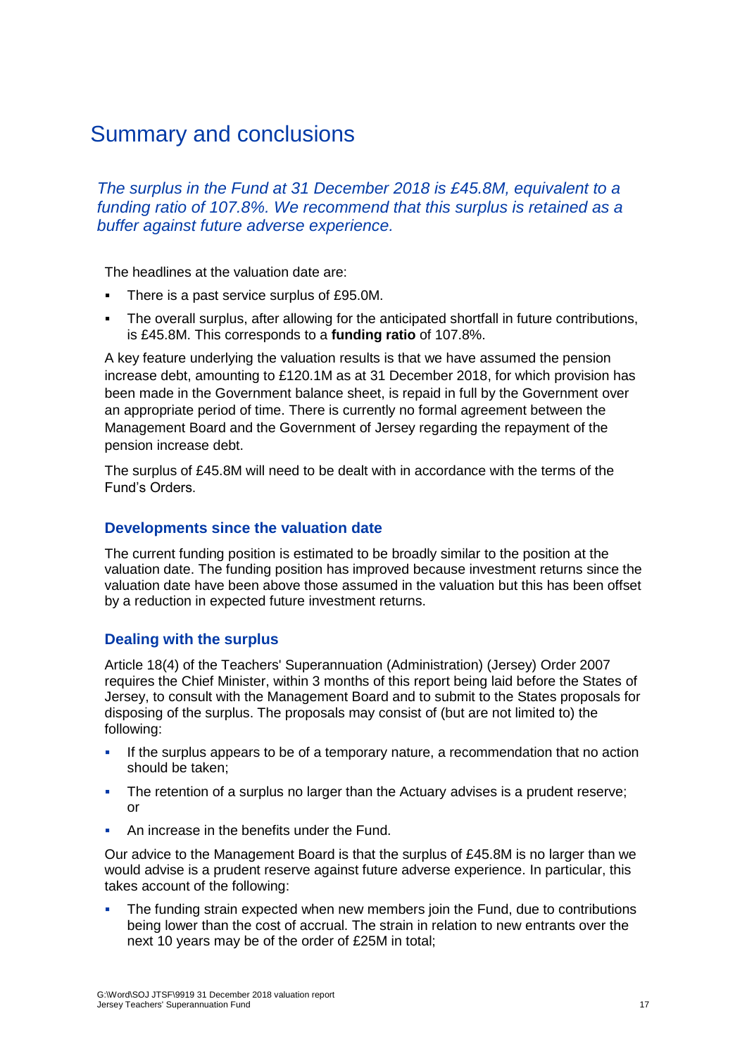# Summary and conclusions

*The surplus in the Fund at 31 December 2018 is £45.8M, equivalent to a funding ratio of 107.8%. We recommend that this surplus is retained as a buffer against future adverse experience.*

The headlines at the valuation date are:

- There is a past service surplus of £95.0M.
- The overall surplus, after allowing for the anticipated shortfall in future contributions, is £45.8M. This corresponds to a **funding ratio** of 107.8%.

A key feature underlying the valuation results is that we have assumed the pension increase debt, amounting to £120.1M as at 31 December 2018, for which provision has been made in the Government balance sheet, is repaid in full by the Government over an appropriate period of time. There is currently no formal agreement between the Management Board and the Government of Jersey regarding the repayment of the pension increase debt.

The surplus of £45.8M will need to be dealt with in accordance with the terms of the Fund's Orders.

### Developments since the valuation date

The current funding position is estimated to be broadly similar to the position at the valuation date. The funding position has improved because investment returns since the valuation date have been above those assumed in the valuation but this has been offset by a reduction in expected future investment returns.

### Dealing with the surplus

Article 18(4) of the Teachers' Superannuation (Administration) (Jersey) Order 2007 requires the Chief Minister, within 3 months of this report being laid before the States of Jersey, to consult with the Management Board and to submit to the States proposals for disposing of the surplus. The proposals may consist of (but are not limited to) the following:

- If the surplus appears to be of a temporary nature, a recommendation that no action should be taken;
- The retention of a surplus no larger than the Actuary advises is a prudent reserve; or
- An increase in the benefits under the Fund.

Our advice to the Management Board is that the surplus of £45.8M is no larger than we would advise is a prudent reserve against future adverse experience. In particular, this takes account of the following:

- The funding strain expected when new members join the Fund, due to contributions being lower than the cost of accrual. The strain in relation to new entrants over the next 10 years may be of the order of £25M in total;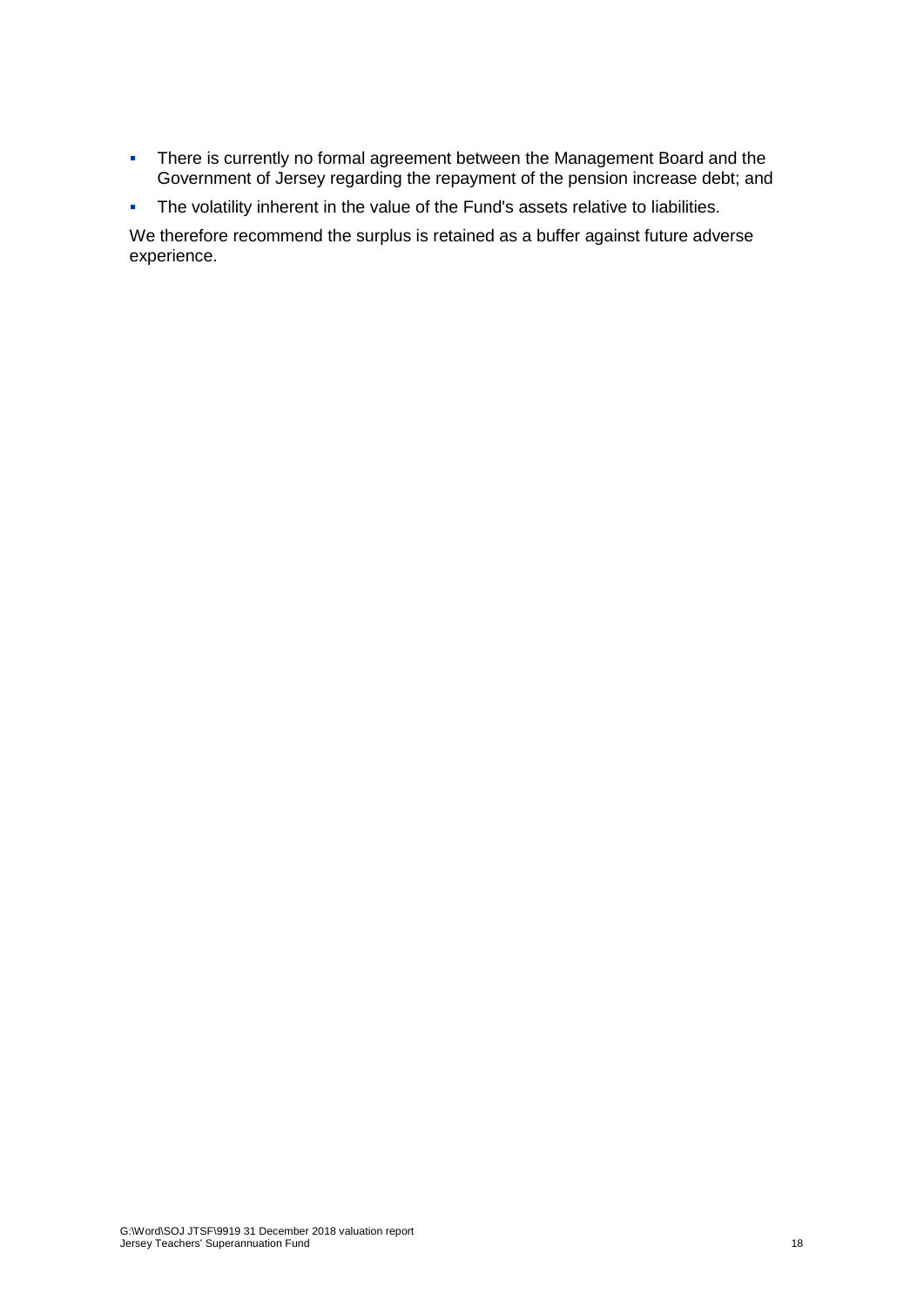- There is currently no formal agreement between the Management Board and the Government of Jersey regarding the repayment of the pension increase debt; and
- The volatility inherent in the value of the Fund's assets relative to liabilities.

We therefore recommend the surplus is retained as a buffer against future adverse experience.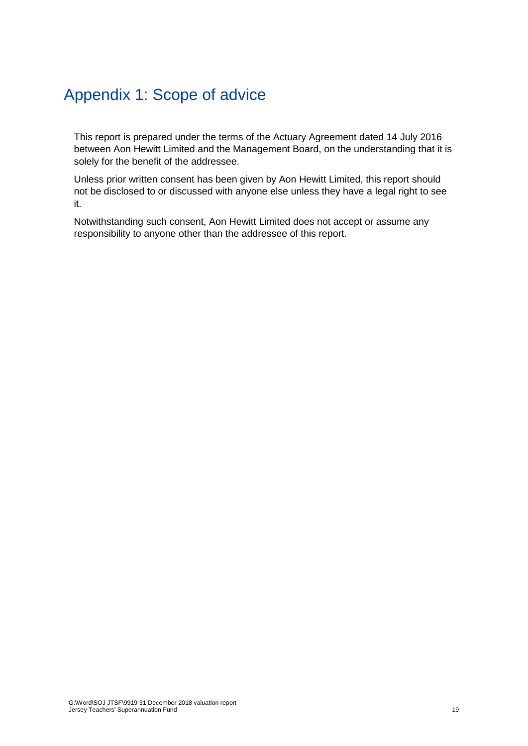# Appendix 1: Scope of advice

This report is prepared under the terms of the Actuary Agreement dated 14 July 2016 between Aon Hewitt Limited and the Management Board, on the understanding that it is solely for the benefit of the addressee.

Unless prior written consent has been given by Aon Hewitt Limited, this report should not be disclosed to or discussed with anyone else unless they have a legal right to see it.

Notwithstanding such consent, Aon Hewitt Limited does not accept or assume any responsibility to anyone other than the addressee of this report.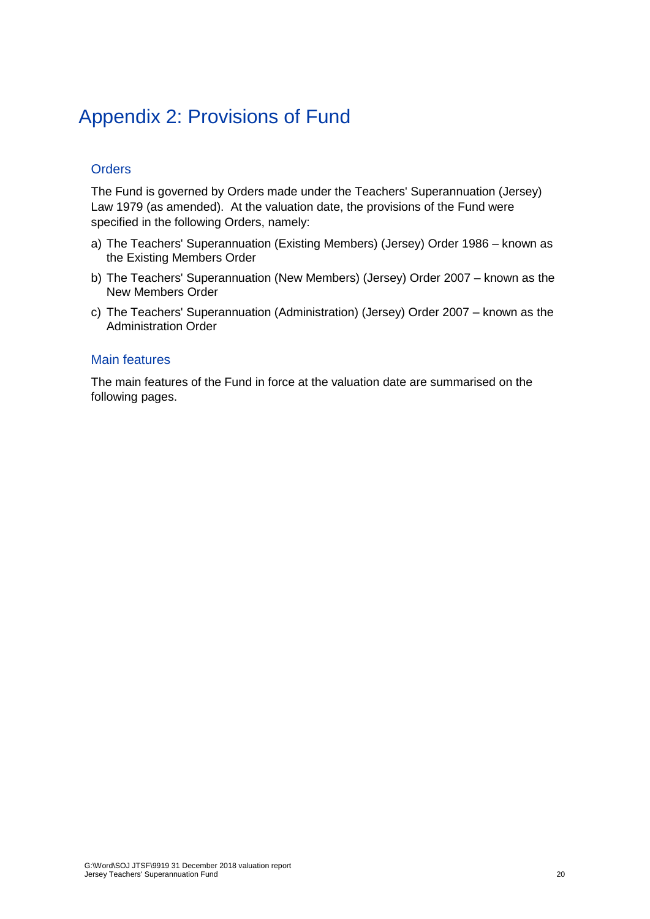# Appendix 2: Provisions of Fund

## Orders

The Fund is governed by Orders made under the Teachers' Superannuation (Jersey) Law 1979 (as amended). At the valuation date, the provisions of the Fund were specified in the following Orders, namely:

a) The Teachers' Superannuation (Existing Members) (Jersey) Order 1986 – known as the Existing Members Order

b) The Teachers' Superannuation (New Members) (Jersey) Order 2007 – known as the New Members Order

c) The Teachers' Superannuation (Administration) (Jersey) Order 2007 – known as the Administration Order

## Main features

The main features of the Fund in force at the valuation date are summarised on the following pages.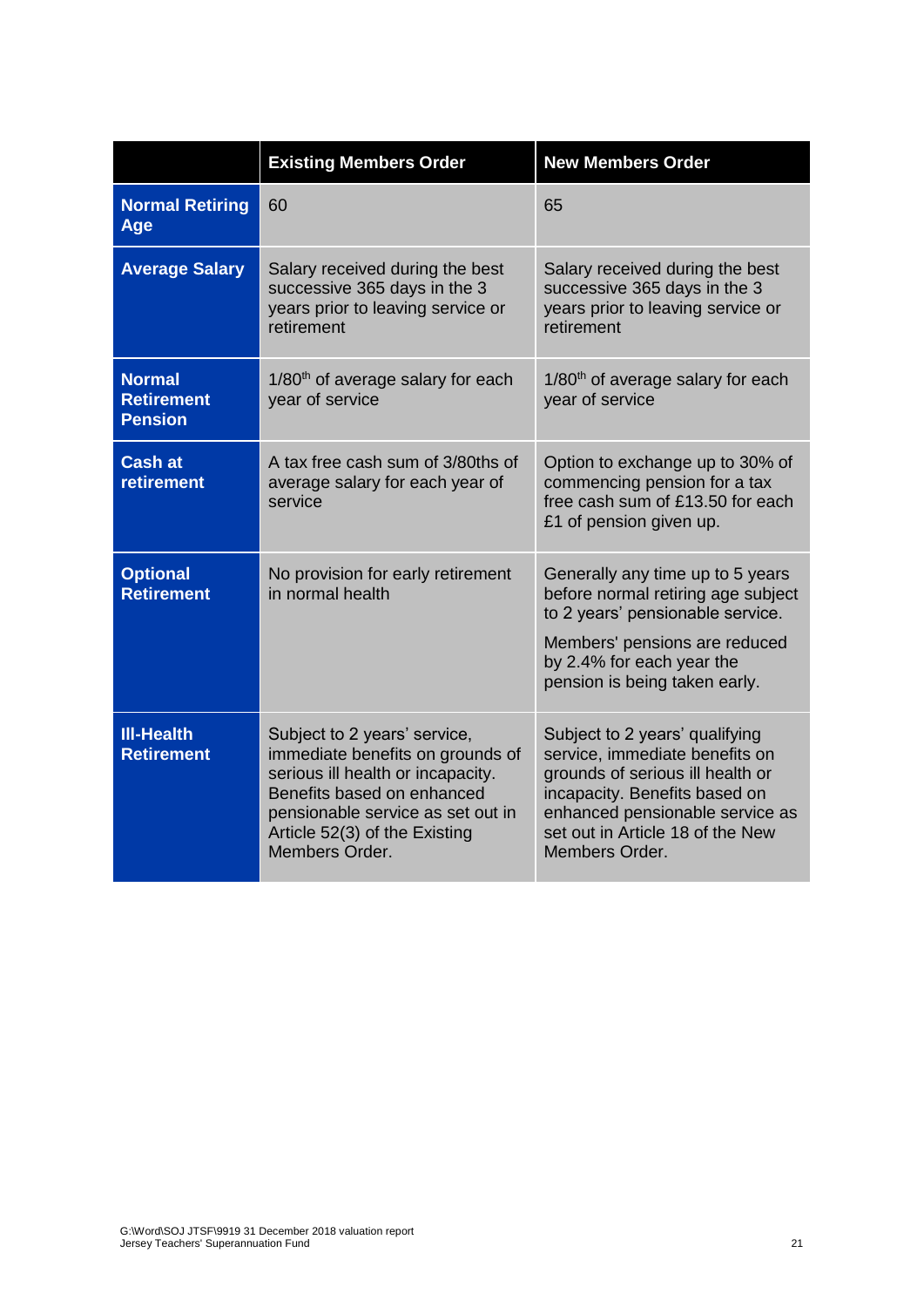| | Existing Members Order | New Members Order |
|---|---|---|
| **Normal Retiring Age** | 60 | 65 |
| **Average Salary** | Salary received during the best successive 365 days in the 3 years prior to leaving service or retirement | Salary received during the best successive 365 days in the 3 years prior to leaving service or retirement |
| **Normal Retirement Pension** | 1/80th of average salary for each year of service | 1/80th of average salary for each year of service |
| **Cash at retirement** | A tax free cash sum of 3/80ths of average salary for each year of service | Option to exchange up to 30% of commencing pension for a tax free cash sum of £13.50 for each £1 of pension given up. |
| **Optional Retirement** | No provision for early retirement in normal health | Generally any time up to 5 years before normal retiring age subject to 2 years' pensionable service. Members' pensions are reduced by 2.4% for each year the pension is being taken early. |
| **Ill-Health Retirement** | Subject to 2 years' service, immediate benefits on grounds of serious ill health or incapacity. Benefits based on enhanced pensionable service as set out in Article 52(3) of the Existing Members Order. | Subject to 2 years' qualifying service, immediate benefits on grounds of serious ill health or incapacity. Benefits based on enhanced pensionable service as set out in Article 18 of the New Members Order. |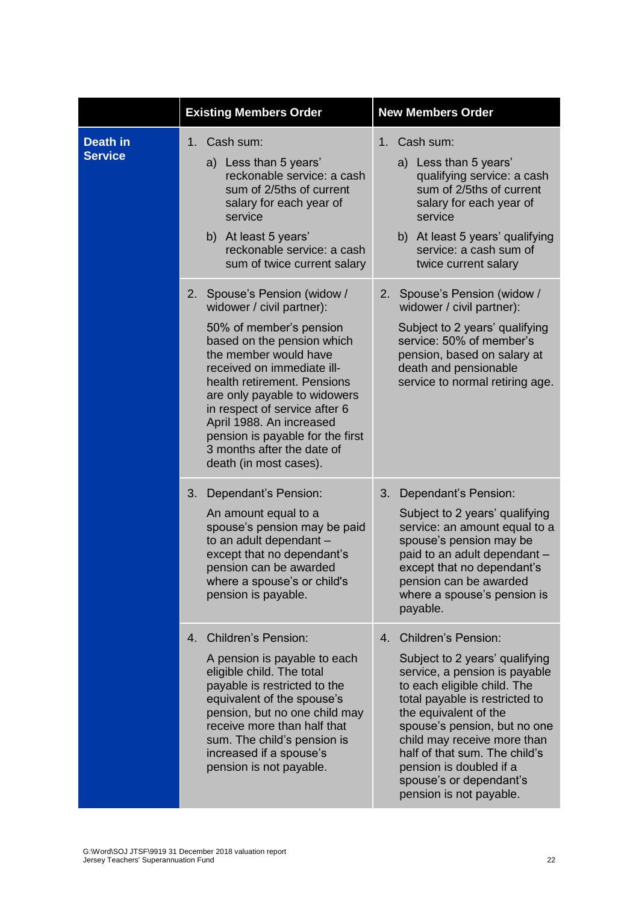| | Existing Members Order | New Members Order |
|---|---|---|
| **Death in Service** | 1. Cash sum:<br>a) Less than 5 years' reckonable service: a cash sum of 2/5ths of current salary for each year of service<br>b) At least 5 years' reckonable service: a cash sum of twice current salary | 1. Cash sum:<br>a) Less than 5 years' qualifying service: a cash sum of 2/5ths of current salary for each year of service<br>b) At least 5 years' qualifying service: a cash sum of twice current salary |
| | 2. Spouse's Pension (widow / widower / civil partner):<br>50% of member's pension based on the pension which the member would have received on immediate ill-health retirement. Pensions are only payable to widowers in respect of service after 6 April 1988. An increased pension is payable for the first 3 months after the date of death (in most cases). | 2. Spouse's Pension (widow / widower / civil partner):<br>Subject to 2 years' qualifying service: 50% of member's pension, based on salary at death and pensionable service to normal retiring age. |
| | 3. Dependant's Pension:<br>An amount equal to a spouse's pension may be paid to an adult dependant – except that no dependant's pension can be awarded where a spouse's or child's pension is payable. | 3. Dependant's Pension:<br>Subject to 2 years' qualifying service: an amount equal to a spouse's pension may be paid to an adult dependant – except that no dependant's pension can be awarded where a spouse's pension is payable. |
| | 4. Children's Pension:<br>A pension is payable to each eligible child. The total payable is restricted to the equivalent of the spouse's pension, but no one child may receive more than half that sum. The child's pension is increased if a spouse's pension is not payable. | 4. Children's Pension:<br>Subject to 2 years' qualifying service, a pension is payable to each eligible child. The total payable is restricted to the equivalent of the spouse's pension, but no one child may receive more than half of that sum. The child's pension is doubled if a spouse's or dependant's pension is not payable. |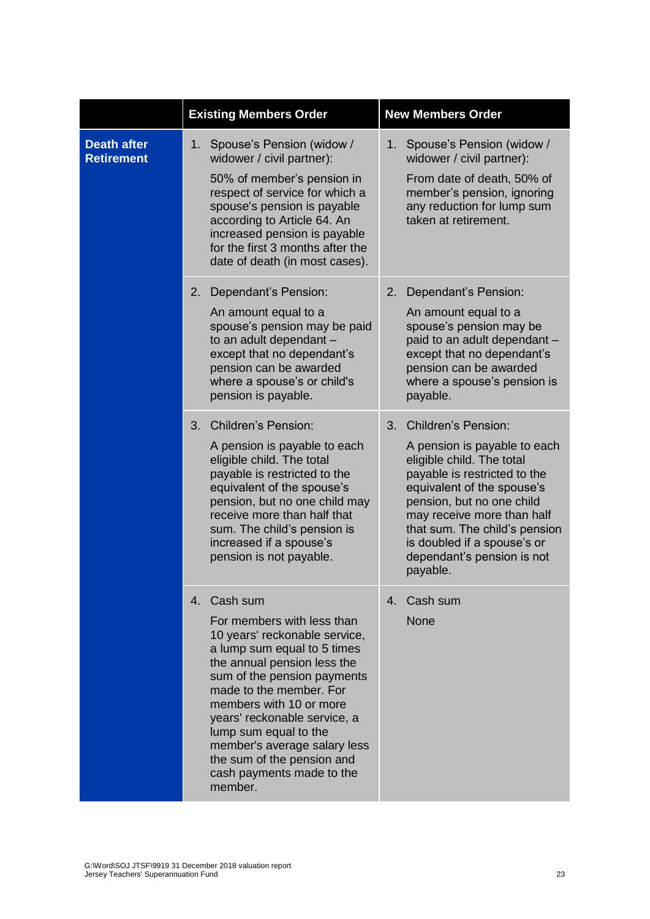| | Existing Members Order | New Members Order |
|---|---|---|
| **Death after Retirement** | 1. Spouse's Pension (widow / widower / civil partner): 50% of member's pension in respect of service for which a spouse's pension is payable according to Article 64. An increased pension is payable for the first 3 months after the date of death (in most cases). | 1. Spouse's Pension (widow / widower / civil partner): From date of death, 50% of member's pension, ignoring any reduction for lump sum taken at retirement. |
| | 2. Dependant's Pension: An amount equal to a spouse's pension may be paid to an adult dependant – except that no dependant's pension can be awarded where a spouse's or child's pension is payable. | 2. Dependant's Pension: An amount equal to a spouse's pension may be paid to an adult dependant – except that no dependant's pension can be awarded where a spouse's pension is payable. |
| | 3. Children's Pension: A pension is payable to each eligible child. The total payable is restricted to the equivalent of the spouse's pension, but no one child may receive more than half that sum. The child's pension is increased if a spouse's pension is not payable. | 3. Children's Pension: A pension is payable to each eligible child. The total payable is restricted to the equivalent of the spouse's pension, but no one child may receive more than half that sum. The child's pension is doubled if a spouse's or dependant's pension is not payable. |
| | 4. Cash sum For members with less than 10 years' reckonable service, a lump sum equal to 5 times the annual pension less the sum of the pension payments made to the member. For members with 10 or more years' reckonable service, a lump sum equal to the member's average salary less the sum of the pension and cash payments made to the member. | 4. Cash sum None |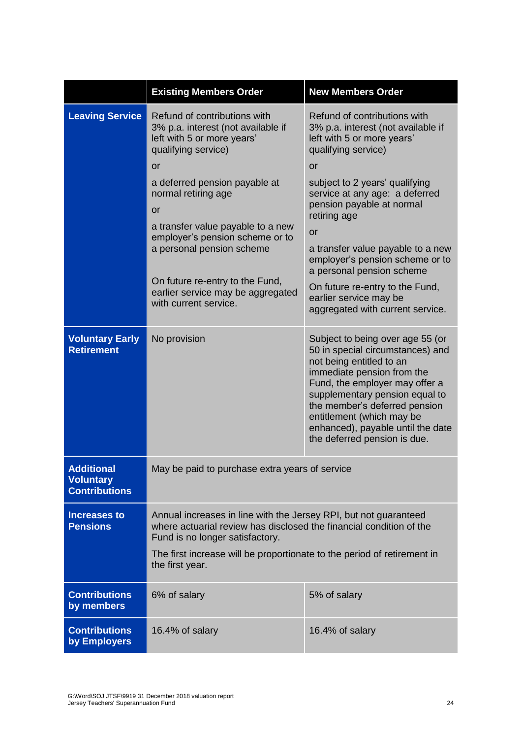| | Existing Members Order | New Members Order |
|---|---|---|
| **Leaving Service** | Refund of contributions with 3% p.a. interest (not available if left with 5 or more years' qualifying service)<br><br>or<br><br>a deferred pension payable at normal retiring age<br><br>or<br><br>a transfer value payable to a new employer's pension scheme or to a personal pension scheme<br><br>On future re-entry to the Fund, earlier service may be aggregated with current service. | Refund of contributions with 3% p.a. interest (not available if left with 5 or more years' qualifying service)<br><br>or<br><br>subject to 2 years' qualifying service at any age: a deferred pension payable at normal retiring age<br><br>or<br><br>a transfer value payable to a new employer's pension scheme or to a personal pension scheme<br><br>On future re-entry to the Fund, earlier service may be aggregated with current service. |
| **Voluntary Early Retirement** | No provision | Subject to being over age 55 (or 50 in special circumstances) and not being entitled to an immediate pension from the Fund, the employer may offer a supplementary pension equal to the member's deferred pension entitlement (which may be enhanced), payable until the date the deferred pension is due. |
| **Additional Voluntary Contributions** | May be paid to purchase extra years of service | |
| **Increases to Pensions** | Annual increases in line with the Jersey RPI, but not guaranteed where actuarial review has disclosed the financial condition of the Fund is no longer satisfactory.<br><br>The first increase will be proportionate to the period of retirement in the first year. | |
| **Contributions by members** | 6% of salary | 5% of salary |
| **Contributions by Employers** | 16.4% of salary | 16.4% of salary |

G:\Word\SOJ JTSF\9919 31 December 2018 valuation report
Jersey Teachers' Superannuation Fund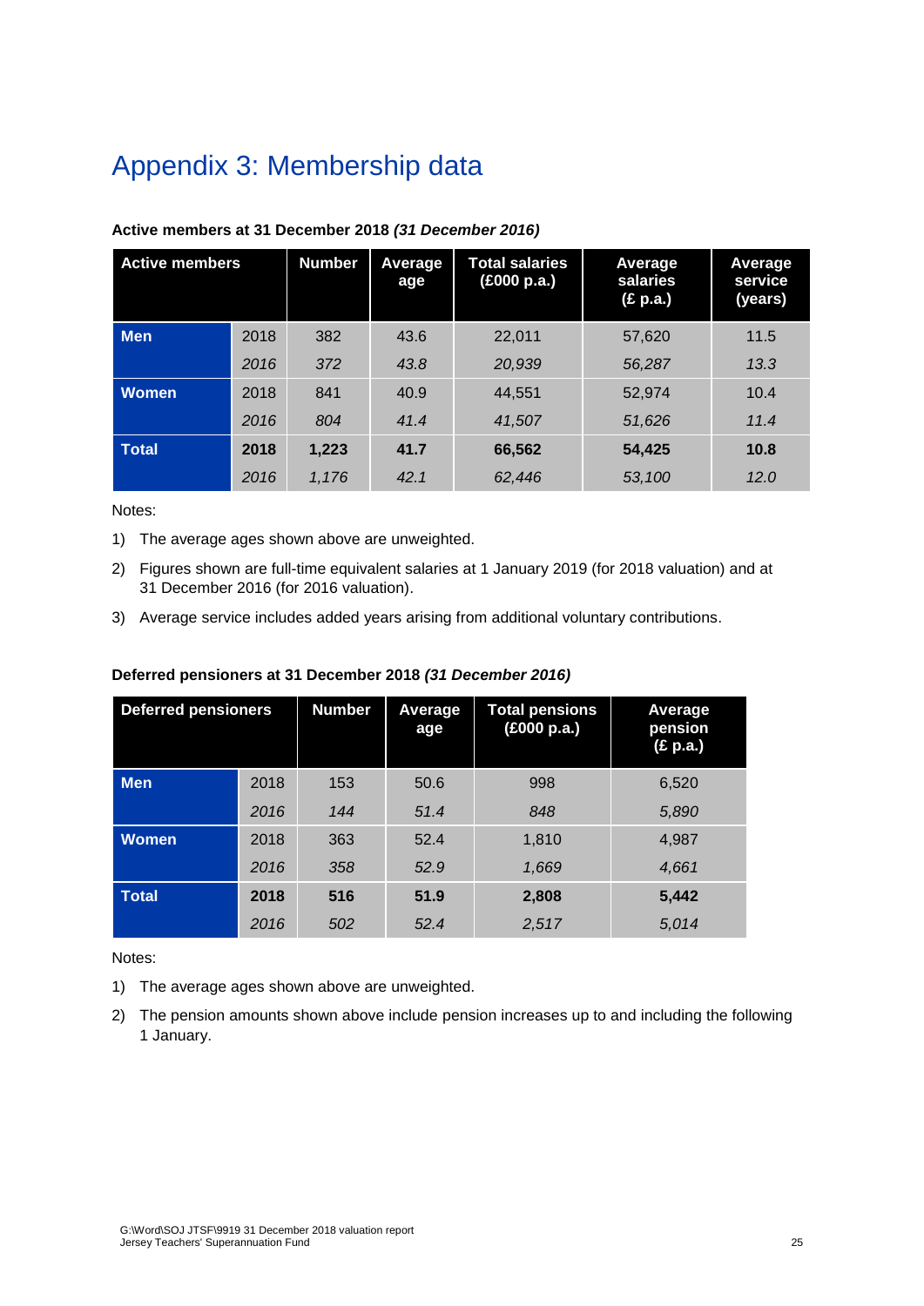# Appendix 3: Membership data

**Active members at 31 December 2018 *(31 December 2016)***

| Active members | | Number | Average age | Total salaries (£000 p.a.) | Average salaries (£ p.a.) | Average service (years) |
|---|---|---|---|---|---|---|
| **Men** | 2018 | 382 | 43.6 | 22,011 | 57,620 | 11.5 |
| | *2016* | *372* | *43.8* | *20,939* | *56,287* | *13.3* |
| **Women** | 2018 | 841 | 40.9 | 44,551 | 52,974 | 10.4 |
| | *2016* | *804* | *41.4* | *41,507* | *51,626* | *11.4* |
| **Total** | **2018** | **1,223** | **41.7** | **66,562** | **54,425** | **10.8** |
| | *2016* | *1,176* | *42.1* | *62,446* | *53,100* | *12.0* |

Notes:

1) The average ages shown above are unweighted.
2) Figures shown are full-time equivalent salaries at 1 January 2019 (for 2018 valuation) and at 31 December 2016 (for 2016 valuation).
3) Average service includes added years arising from additional voluntary contributions.

**Deferred pensioners at 31 December 2018 *(31 December 2016)***

| Deferred pensioners | | Number | Average age | Total pensions (£000 p.a.) | Average pension (£ p.a.) |
|---|---|---|---|---|---|
| **Men** | 2018 | 153 | 50.6 | 998 | 6,520 |
| | *2016* | *144* | *51.4* | *848* | *5,890* |
| **Women** | 2018 | 363 | 52.4 | 1,810 | 4,987 |
| | *2016* | *358* | *52.9* | *1,669* | *4,661* |
| **Total** | **2018** | **516** | **51.9** | **2,808** | **5,442** |
| | *2016* | *502* | *52.4* | *2,517* | *5,014* |

Notes:

1) The average ages shown above are unweighted.
2) The pension amounts shown above include pension increases up to and including the following 1 January.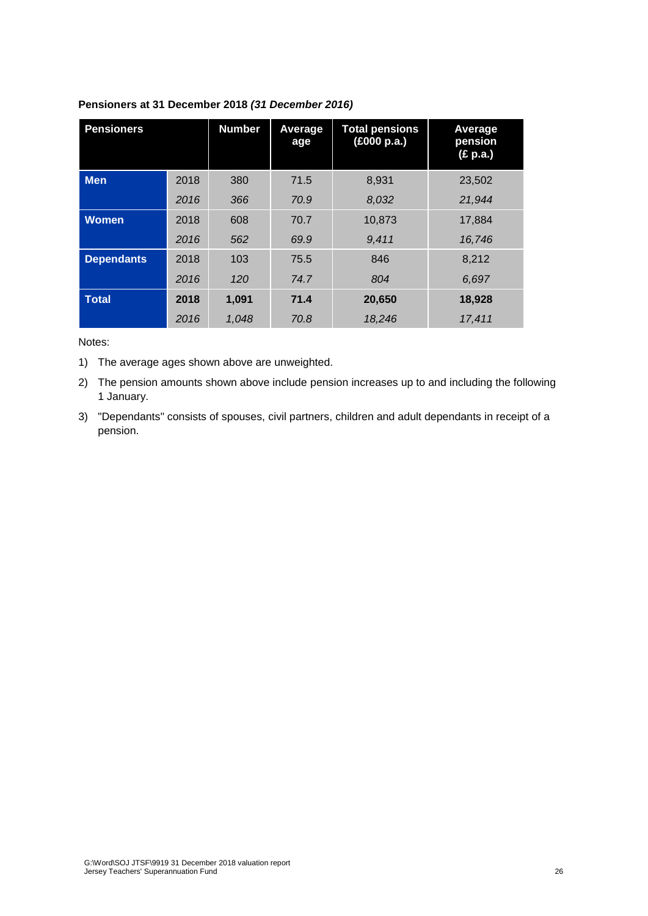**Pensioners at 31 December 2018 *(31 December 2016)***

| Pensioners | | Number | Average age | Total pensions (£000 p.a.) | Average pension (£ p.a.) |
|---|---|---|---|---|---|
| **Men** | 2018 | 380 | 71.5 | 8,931 | 23,502 |
| | *2016* | *366* | *70.9* | *8,032* | *21,944* |
| **Women** | 2018 | 608 | 70.7 | 10,873 | 17,884 |
| | *2016* | *562* | *69.9* | *9,411* | *16,746* |
| **Dependants** | 2018 | 103 | 75.5 | 846 | 8,212 |
| | *2016* | *120* | *74.7* | *804* | *6,697* |
| **Total** | **2018** | **1,091** | **71.4** | **20,650** | **18,928** |
| | *2016* | *1,048* | *70.8* | *18,246* | *17,411* |

Notes:

1) The average ages shown above are unweighted.
2) The pension amounts shown above include pension increases up to and including the following 1 January.
3) "Dependants" consists of spouses, civil partners, children and adult dependants in receipt of a pension.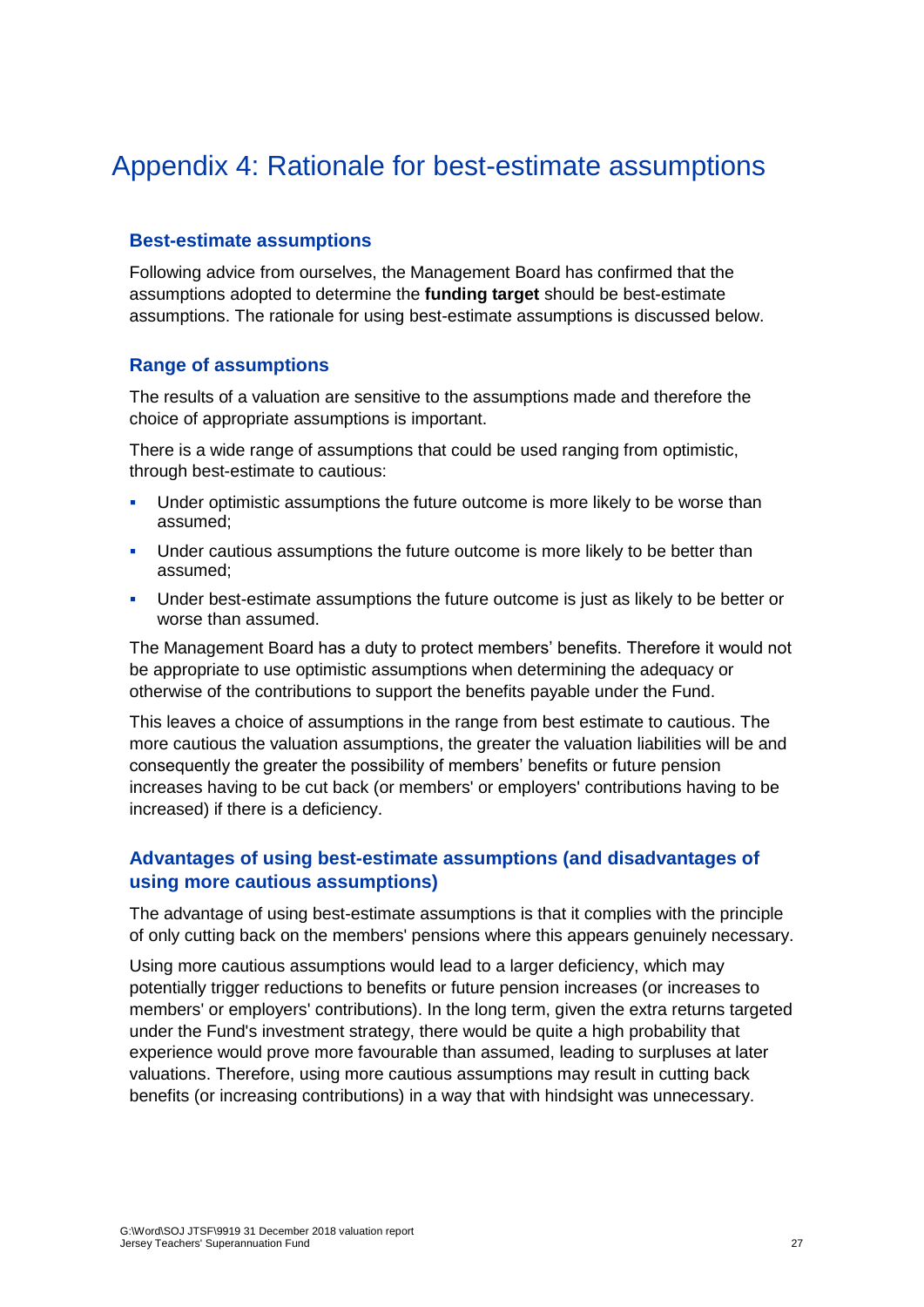# Appendix 4: Rationale for best-estimate assumptions

## Best-estimate assumptions

Following advice from ourselves, the Management Board has confirmed that the assumptions adopted to determine the **funding target** should be best-estimate assumptions. The rationale for using best-estimate assumptions is discussed below.

## Range of assumptions

The results of a valuation are sensitive to the assumptions made and therefore the choice of appropriate assumptions is important.

There is a wide range of assumptions that could be used ranging from optimistic, through best-estimate to cautious:

- Under optimistic assumptions the future outcome is more likely to be worse than assumed;
- Under cautious assumptions the future outcome is more likely to be better than assumed;
- Under best-estimate assumptions the future outcome is just as likely to be better or worse than assumed.

The Management Board has a duty to protect members' benefits. Therefore it would not be appropriate to use optimistic assumptions when determining the adequacy or otherwise of the contributions to support the benefits payable under the Fund.

This leaves a choice of assumptions in the range from best estimate to cautious. The more cautious the valuation assumptions, the greater the valuation liabilities will be and consequently the greater the possibility of members' benefits or future pension increases having to be cut back (or members' or employers' contributions having to be increased) if there is a deficiency.

## Advantages of using best-estimate assumptions (and disadvantages of using more cautious assumptions)

The advantage of using best-estimate assumptions is that it complies with the principle of only cutting back on the members' pensions where this appears genuinely necessary.

Using more cautious assumptions would lead to a larger deficiency, which may potentially trigger reductions to benefits or future pension increases (or increases to members' or employers' contributions). In the long term, given the extra returns targeted under the Fund's investment strategy, there would be quite a high probability that experience would prove more favourable than assumed, leading to surpluses at later valuations. Therefore, using more cautious assumptions may result in cutting back benefits (or increasing contributions) in a way that with hindsight was unnecessary.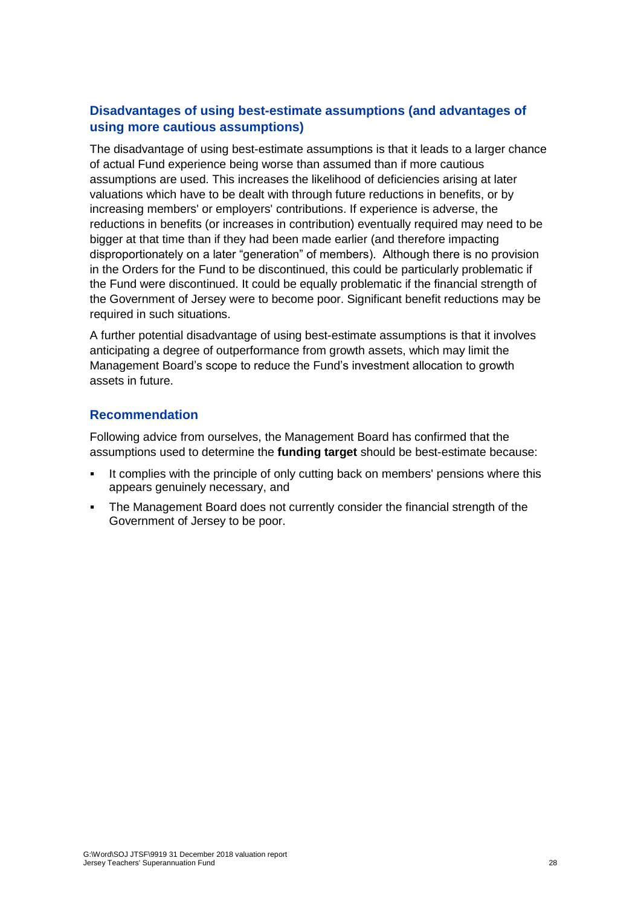## Disadvantages of using best-estimate assumptions (and advantages of using more cautious assumptions)

The disadvantage of using best-estimate assumptions is that it leads to a larger chance of actual Fund experience being worse than assumed than if more cautious assumptions are used. This increases the likelihood of deficiencies arising at later valuations which have to be dealt with through future reductions in benefits, or by increasing members' or employers' contributions. If experience is adverse, the reductions in benefits (or increases in contribution) eventually required may need to be bigger at that time than if they had been made earlier (and therefore impacting disproportionately on a later "generation" of members). Although there is no provision in the Orders for the Fund to be discontinued, this could be particularly problematic if the Fund were discontinued. It could be equally problematic if the financial strength of the Government of Jersey were to become poor. Significant benefit reductions may be required in such situations.

A further potential disadvantage of using best-estimate assumptions is that it involves anticipating a degree of outperformance from growth assets, which may limit the Management Board's scope to reduce the Fund's investment allocation to growth assets in future.

## Recommendation

Following advice from ourselves, the Management Board has confirmed that the assumptions used to determine the **funding target** should be best-estimate because:

- It complies with the principle of only cutting back on members' pensions where this appears genuinely necessary, and
- The Management Board does not currently consider the financial strength of the Government of Jersey to be poor.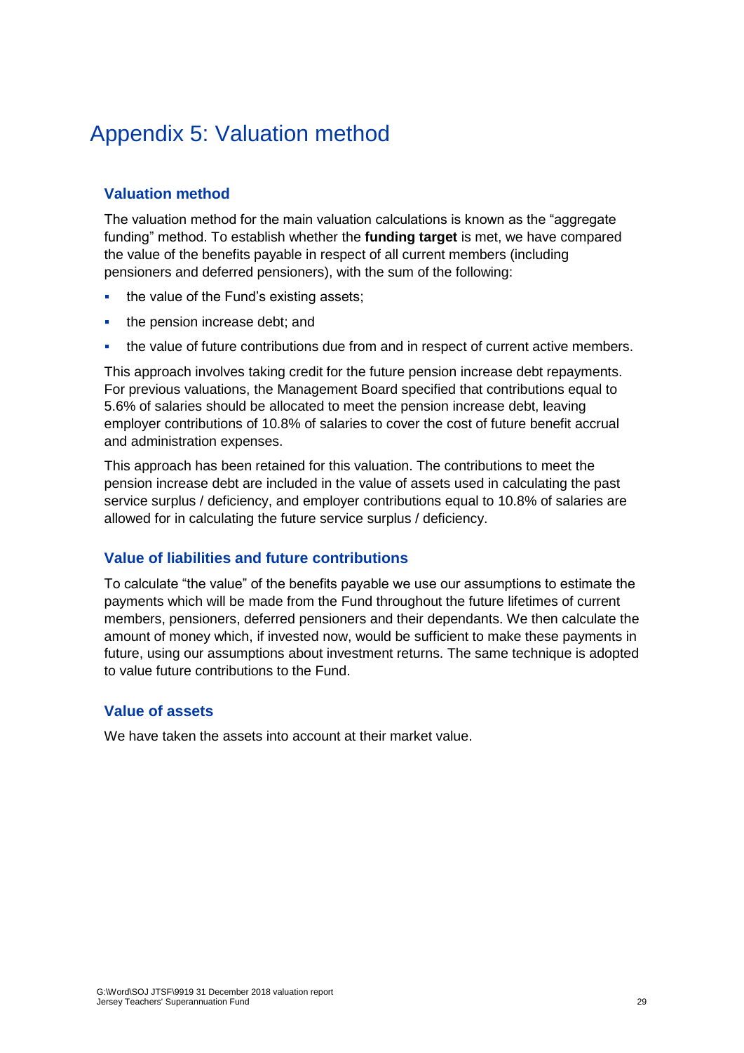# Appendix 5: Valuation method

## Valuation method

The valuation method for the main valuation calculations is known as the "aggregate funding" method. To establish whether the **funding target** is met, we have compared the value of the benefits payable in respect of all current members (including pensioners and deferred pensioners), with the sum of the following:

- the value of the Fund's existing assets;
- the pension increase debt; and
- the value of future contributions due from and in respect of current active members.

This approach involves taking credit for the future pension increase debt repayments. For previous valuations, the Management Board specified that contributions equal to 5.6% of salaries should be allocated to meet the pension increase debt, leaving employer contributions of 10.8% of salaries to cover the cost of future benefit accrual and administration expenses.

This approach has been retained for this valuation. The contributions to meet the pension increase debt are included in the value of assets used in calculating the past service surplus / deficiency, and employer contributions equal to 10.8% of salaries are allowed for in calculating the future service surplus / deficiency.

## Value of liabilities and future contributions

To calculate "the value" of the benefits payable we use our assumptions to estimate the payments which will be made from the Fund throughout the future lifetimes of current members, pensioners, deferred pensioners and their dependants. We then calculate the amount of money which, if invested now, would be sufficient to make these payments in future, using our assumptions about investment returns. The same technique is adopted to value future contributions to the Fund.

## Value of assets

We have taken the assets into account at their market value.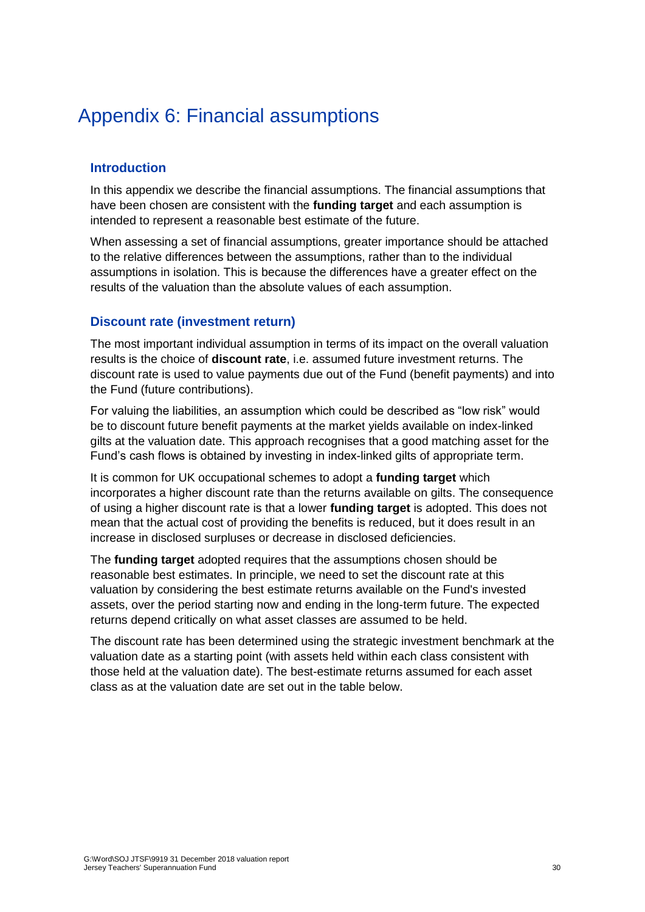# Appendix 6: Financial assumptions

## Introduction

In this appendix we describe the financial assumptions. The financial assumptions that have been chosen are consistent with the **funding target** and each assumption is intended to represent a reasonable best estimate of the future.

When assessing a set of financial assumptions, greater importance should be attached to the relative differences between the assumptions, rather than to the individual assumptions in isolation. This is because the differences have a greater effect on the results of the valuation than the absolute values of each assumption.

## Discount rate (investment return)

The most important individual assumption in terms of its impact on the overall valuation results is the choice of **discount rate**, i.e. assumed future investment returns. The discount rate is used to value payments due out of the Fund (benefit payments) and into the Fund (future contributions).

For valuing the liabilities, an assumption which could be described as "low risk" would be to discount future benefit payments at the market yields available on index-linked gilts at the valuation date. This approach recognises that a good matching asset for the Fund's cash flows is obtained by investing in index-linked gilts of appropriate term.

It is common for UK occupational schemes to adopt a **funding target** which incorporates a higher discount rate than the returns available on gilts. The consequence of using a higher discount rate is that a lower **funding target** is adopted. This does not mean that the actual cost of providing the benefits is reduced, but it does result in an increase in disclosed surpluses or decrease in disclosed deficiencies.

The **funding target** adopted requires that the assumptions chosen should be reasonable best estimates. In principle, we need to set the discount rate at this valuation by considering the best estimate returns available on the Fund's invested assets, over the period starting now and ending in the long-term future. The expected returns depend critically on what asset classes are assumed to be held.

The discount rate has been determined using the strategic investment benchmark at the valuation date as a starting point (with assets held within each class consistent with those held at the valuation date). The best-estimate returns assumed for each asset class as at the valuation date are set out in the table below.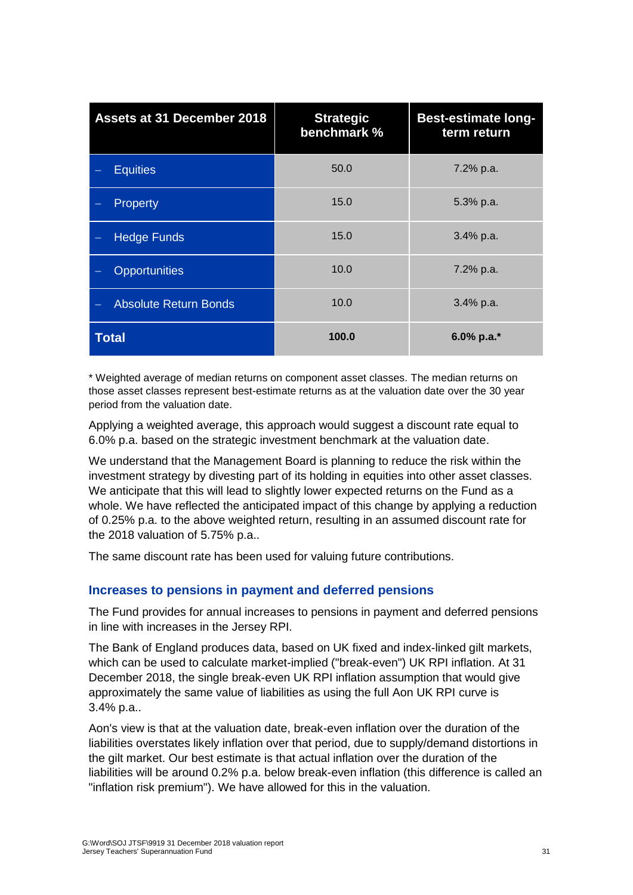| Assets at 31 December 2018 | Strategic benchmark % | Best-estimate long-term return |
|---|---|---|
| – Equities | 50.0 | 7.2% p.a. |
| – Property | 15.0 | 5.3% p.a. |
| – Hedge Funds | 15.0 | 3.4% p.a. |
| – Opportunities | 10.0 | 7.2% p.a. |
| – Absolute Return Bonds | 10.0 | 3.4% p.a. |
| **Total** | **100.0** | **6.0% p.a.*** |

* Weighted average of median returns on component asset classes. The median returns on those asset classes represent best-estimate returns as at the valuation date over the 30 year period from the valuation date.

Applying a weighted average, this approach would suggest a discount rate equal to 6.0% p.a. based on the strategic investment benchmark at the valuation date.

We understand that the Management Board is planning to reduce the risk within the investment strategy by divesting part of its holding in equities into other asset classes. We anticipate that this will lead to slightly lower expected returns on the Fund as a whole. We have reflected the anticipated impact of this change by applying a reduction of 0.25% p.a. to the above weighted return, resulting in an assumed discount rate for the 2018 valuation of 5.75% p.a..

The same discount rate has been used for valuing future contributions.

### Increases to pensions in payment and deferred pensions

The Fund provides for annual increases to pensions in payment and deferred pensions in line with increases in the Jersey RPI.

The Bank of England produces data, based on UK fixed and index-linked gilt markets, which can be used to calculate market-implied ("break-even") UK RPI inflation. At 31 December 2018, the single break-even UK RPI inflation assumption that would give approximately the same value of liabilities as using the full Aon UK RPI curve is 3.4% p.a..

Aon's view is that at the valuation date, break-even inflation over the duration of the liabilities overstates likely inflation over that period, due to supply/demand distortions in the gilt market. Our best estimate is that actual inflation over the duration of the liabilities will be around 0.2% p.a. below break-even inflation (this difference is called an "inflation risk premium"). We have allowed for this in the valuation.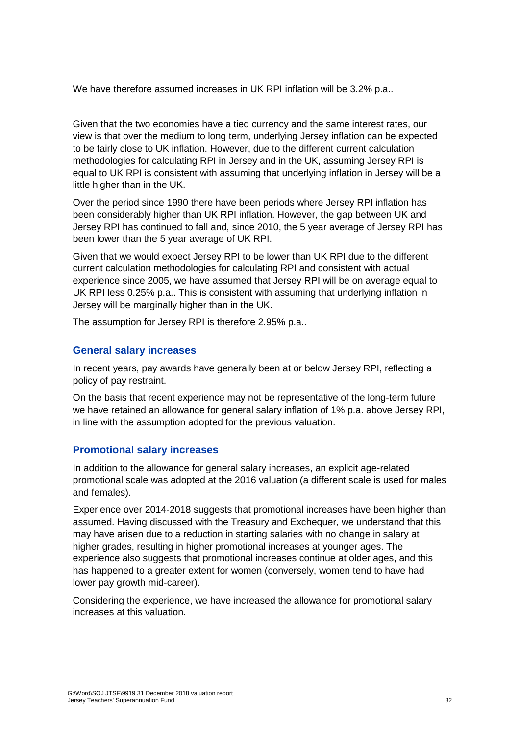We have therefore assumed increases in UK RPI inflation will be 3.2% p.a..

Given that the two economies have a tied currency and the same interest rates, our view is that over the medium to long term, underlying Jersey inflation can be expected to be fairly close to UK inflation. However, due to the different current calculation methodologies for calculating RPI in Jersey and in the UK, assuming Jersey RPI is equal to UK RPI is consistent with assuming that underlying inflation in Jersey will be a little higher than in the UK.

Over the period since 1990 there have been periods where Jersey RPI inflation has been considerably higher than UK RPI inflation. However, the gap between UK and Jersey RPI has continued to fall and, since 2010, the 5 year average of Jersey RPI has been lower than the 5 year average of UK RPI.

Given that we would expect Jersey RPI to be lower than UK RPI due to the different current calculation methodologies for calculating RPI and consistent with actual experience since 2005, we have assumed that Jersey RPI will be on average equal to UK RPI less 0.25% p.a.. This is consistent with assuming that underlying inflation in Jersey will be marginally higher than in the UK.

The assumption for Jersey RPI is therefore 2.95% p.a..

### General salary increases

In recent years, pay awards have generally been at or below Jersey RPI, reflecting a policy of pay restraint.

On the basis that recent experience may not be representative of the long-term future we have retained an allowance for general salary inflation of 1% p.a. above Jersey RPI, in line with the assumption adopted for the previous valuation.

### Promotional salary increases

In addition to the allowance for general salary increases, an explicit age-related promotional scale was adopted at the 2016 valuation (a different scale is used for males and females).

Experience over 2014-2018 suggests that promotional increases have been higher than assumed. Having discussed with the Treasury and Exchequer, we understand that this may have arisen due to a reduction in starting salaries with no change in salary at higher grades, resulting in higher promotional increases at younger ages. The experience also suggests that promotional increases continue at older ages, and this has happened to a greater extent for women (conversely, women tend to have had lower pay growth mid-career).

Considering the experience, we have increased the allowance for promotional salary increases at this valuation.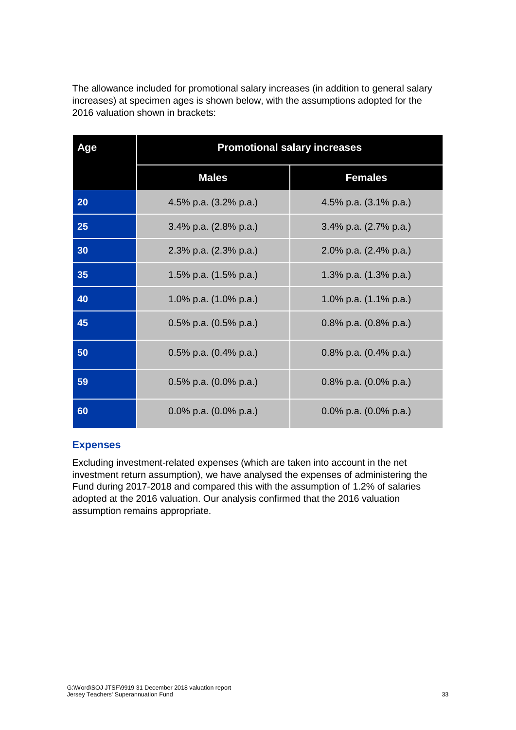The allowance included for promotional salary increases (in addition to general salary increases) at specimen ages is shown below, with the assumptions adopted for the 2016 valuation shown in brackets:

| Age | Promotional salary increases | |
|---|---|---|
| | **Males** | **Females** |
| 20 | 4.5% p.a. (3.2% p.a.) | 4.5% p.a. (3.1% p.a.) |
| 25 | 3.4% p.a. (2.8% p.a.) | 3.4% p.a. (2.7% p.a.) |
| 30 | 2.3% p.a. (2.3% p.a.) | 2.0% p.a. (2.4% p.a.) |
| 35 | 1.5% p.a. (1.5% p.a.) | 1.3% p.a. (1.3% p.a.) |
| 40 | 1.0% p.a. (1.0% p.a.) | 1.0% p.a. (1.1% p.a.) |
| 45 | 0.5% p.a. (0.5% p.a.) | 0.8% p.a. (0.8% p.a.) |
| 50 | 0.5% p.a. (0.4% p.a.) | 0.8% p.a. (0.4% p.a.) |
| 59 | 0.5% p.a. (0.0% p.a.) | 0.8% p.a. (0.0% p.a.) |
| 60 | 0.0% p.a. (0.0% p.a.) | 0.0% p.a. (0.0% p.a.) |

## Expenses

Excluding investment-related expenses (which are taken into account in the net investment return assumption), we have analysed the expenses of administering the Fund during 2017-2018 and compared this with the assumption of 1.2% of salaries adopted at the 2016 valuation. Our analysis confirmed that the 2016 valuation assumption remains appropriate.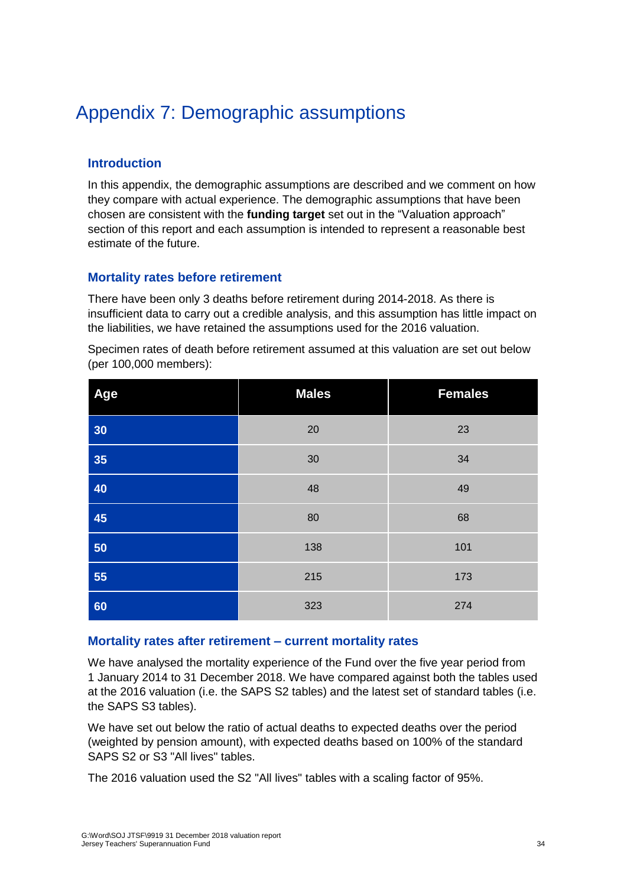# Appendix 7: Demographic assumptions

## Introduction

In this appendix, the demographic assumptions are described and we comment on how they compare with actual experience. The demographic assumptions that have been chosen are consistent with the **funding target** set out in the "Valuation approach" section of this report and each assumption is intended to represent a reasonable best estimate of the future.

## Mortality rates before retirement

There have been only 3 deaths before retirement during 2014-2018. As there is insufficient data to carry out a credible analysis, and this assumption has little impact on the liabilities, we have retained the assumptions used for the 2016 valuation.

Specimen rates of death before retirement assumed at this valuation are set out below (per 100,000 members):

| Age | Males | Females |
|---|---|---|
| 30 | 20 | 23 |
| 35 | 30 | 34 |
| 40 | 48 | 49 |
| 45 | 80 | 68 |
| 50 | 138 | 101 |
| 55 | 215 | 173 |
| 60 | 323 | 274 |

## Mortality rates after retirement – current mortality rates

We have analysed the mortality experience of the Fund over the five year period from 1 January 2014 to 31 December 2018. We have compared against both the tables used at the 2016 valuation (i.e. the SAPS S2 tables) and the latest set of standard tables (i.e. the SAPS S3 tables).

We have set out below the ratio of actual deaths to expected deaths over the period (weighted by pension amount), with expected deaths based on 100% of the standard SAPS S2 or S3 "All lives" tables.

The 2016 valuation used the S2 "All lives" tables with a scaling factor of 95%.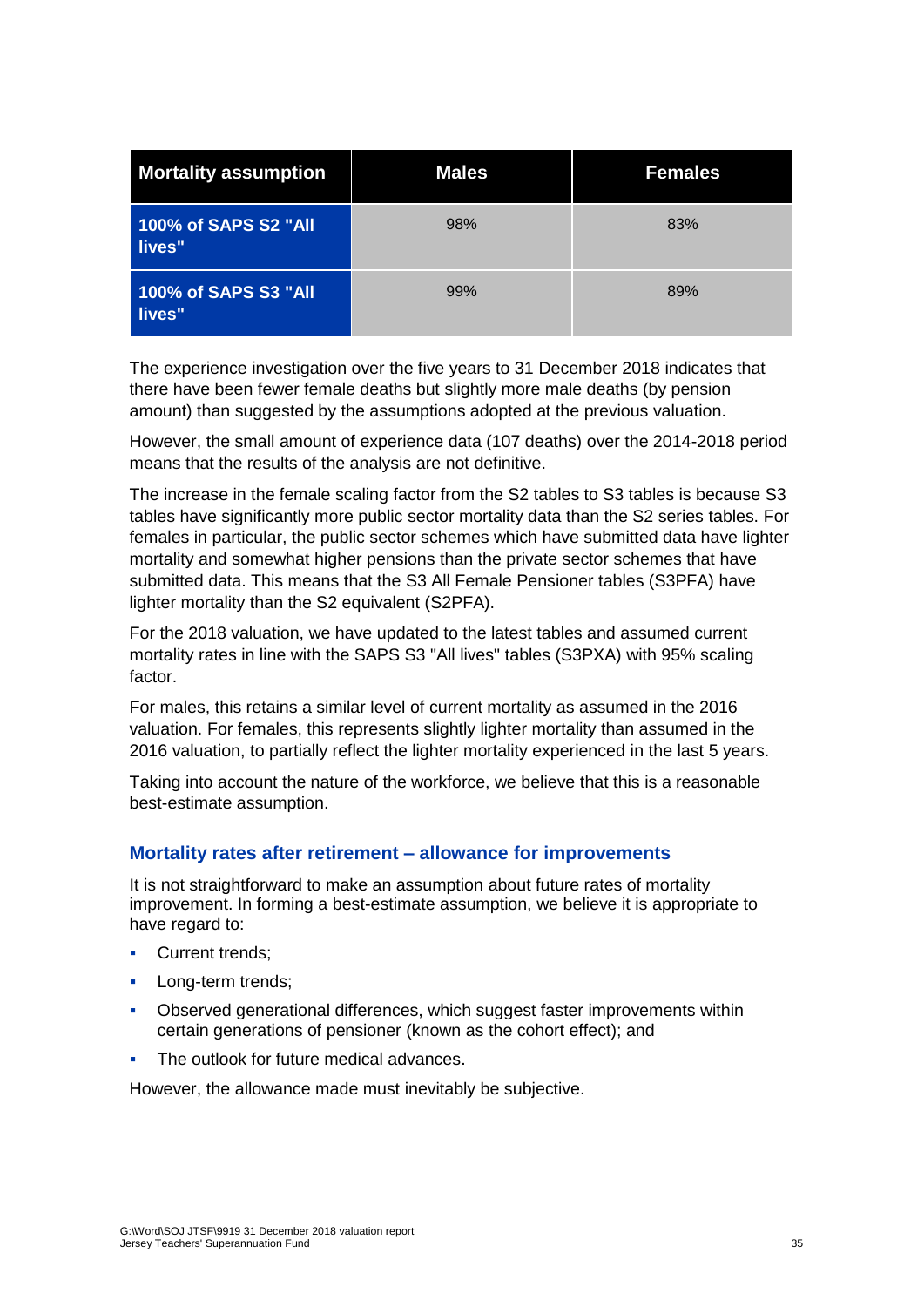| Mortality assumption | Males | Females |
|---|---|---|
| 100% of SAPS S2 "All lives" | 98% | 83% |
| 100% of SAPS S3 "All lives" | 99% | 89% |

The experience investigation over the five years to 31 December 2018 indicates that there have been fewer female deaths but slightly more male deaths (by pension amount) than suggested by the assumptions adopted at the previous valuation.

However, the small amount of experience data (107 deaths) over the 2014-2018 period means that the results of the analysis are not definitive.

The increase in the female scaling factor from the S2 tables to S3 tables is because S3 tables have significantly more public sector mortality data than the S2 series tables. For females in particular, the public sector schemes which have submitted data have lighter mortality and somewhat higher pensions than the private sector schemes that have submitted data. This means that the S3 All Female Pensioner tables (S3PFA) have lighter mortality than the S2 equivalent (S2PFA).

For the 2018 valuation, we have updated to the latest tables and assumed current mortality rates in line with the SAPS S3 "All lives" tables (S3PXA) with 95% scaling factor.

For males, this retains a similar level of current mortality as assumed in the 2016 valuation. For females, this represents slightly lighter mortality than assumed in the 2016 valuation, to partially reflect the lighter mortality experienced in the last 5 years.

Taking into account the nature of the workforce, we believe that this is a reasonable best-estimate assumption.

### Mortality rates after retirement – allowance for improvements

It is not straightforward to make an assumption about future rates of mortality improvement. In forming a best-estimate assumption, we believe it is appropriate to have regard to:

- Current trends;
- Long-term trends;
- Observed generational differences, which suggest faster improvements within certain generations of pensioner (known as the cohort effect); and
- The outlook for future medical advances.

However, the allowance made must inevitably be subjective.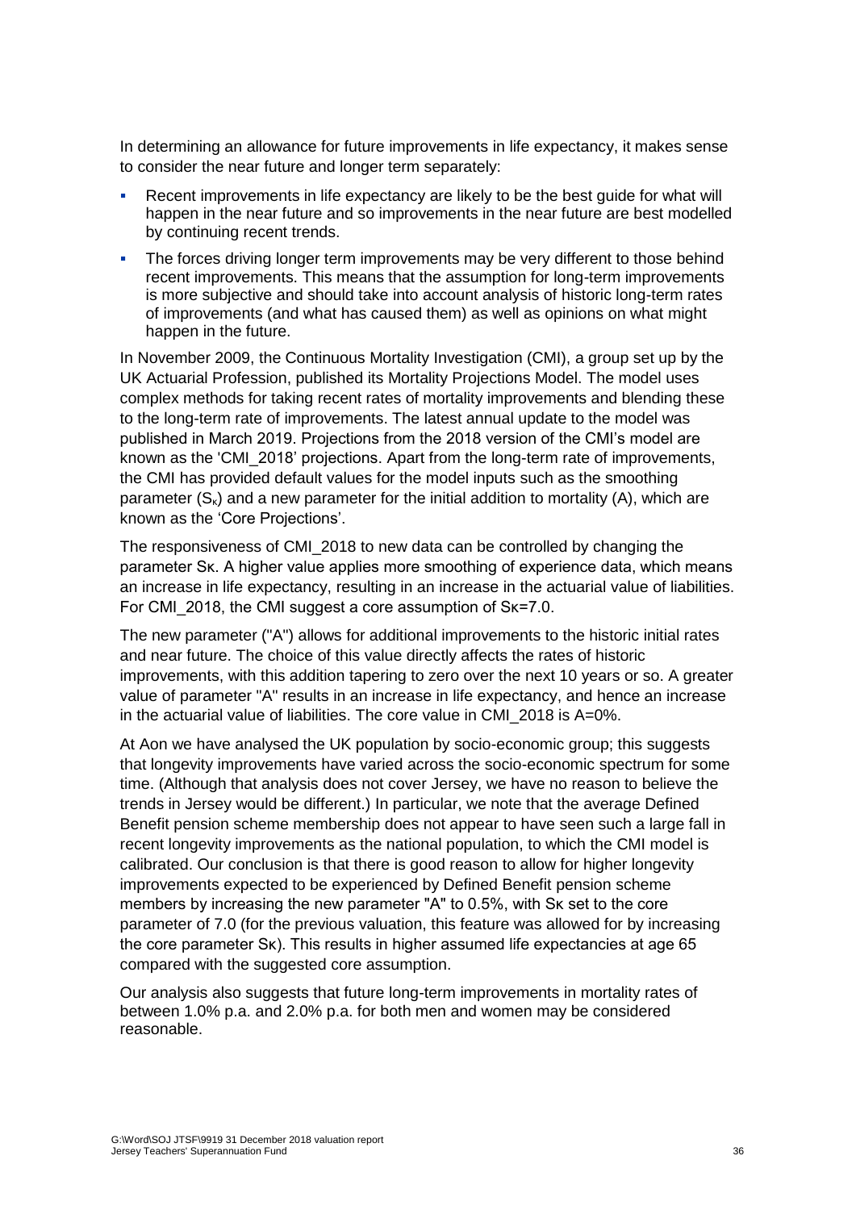In determining an allowance for future improvements in life expectancy, it makes sense to consider the near future and longer term separately:

- Recent improvements in life expectancy are likely to be the best guide for what will happen in the near future and so improvements in the near future are best modelled by continuing recent trends.
- The forces driving longer term improvements may be very different to those behind recent improvements. This means that the assumption for long-term improvements is more subjective and should take into account analysis of historic long-term rates of improvements (and what has caused them) as well as opinions on what might happen in the future.

In November 2009, the Continuous Mortality Investigation (CMI), a group set up by the UK Actuarial Profession, published its Mortality Projections Model. The model uses complex methods for taking recent rates of mortality improvements and blending these to the long-term rate of improvements. The latest annual update to the model was published in March 2019. Projections from the 2018 version of the CMI's model are known as the 'CMI_2018' projections. Apart from the long-term rate of improvements, the CMI has provided default values for the model inputs such as the smoothing parameter ($S_\kappa$) and a new parameter for the initial addition to mortality (A), which are known as the 'Core Projections'.

The responsiveness of CMI_2018 to new data can be controlled by changing the parameter $S\kappa$. A higher value applies more smoothing of experience data, which means an increase in life expectancy, resulting in an increase in the actuarial value of liabilities. For CMI_2018, the CMI suggest a core assumption of $S\kappa$=7.0.

The new parameter ("A") allows for additional improvements to the historic initial rates and near future. The choice of this value directly affects the rates of historic improvements, with this addition tapering to zero over the next 10 years or so. A greater value of parameter "A" results in an increase in life expectancy, and hence an increase in the actuarial value of liabilities. The core value in CMI_2018 is A=0%.

At Aon we have analysed the UK population by socio-economic group; this suggests that longevity improvements have varied across the socio-economic spectrum for some time. (Although that analysis does not cover Jersey, we have no reason to believe the trends in Jersey would be different.) In particular, we note that the average Defined Benefit pension scheme membership does not appear to have seen such a large fall in recent longevity improvements as the national population, to which the CMI model is calibrated. Our conclusion is that there is good reason to allow for higher longevity improvements expected to be experienced by Defined Benefit pension scheme members by increasing the new parameter "A" to 0.5%, with $S\kappa$ set to the core parameter of 7.0 (for the previous valuation, this feature was allowed for by increasing the core parameter $S\kappa$). This results in higher assumed life expectancies at age 65 compared with the suggested core assumption.

Our analysis also suggests that future long-term improvements in mortality rates of between 1.0% p.a. and 2.0% p.a. for both men and women may be considered reasonable.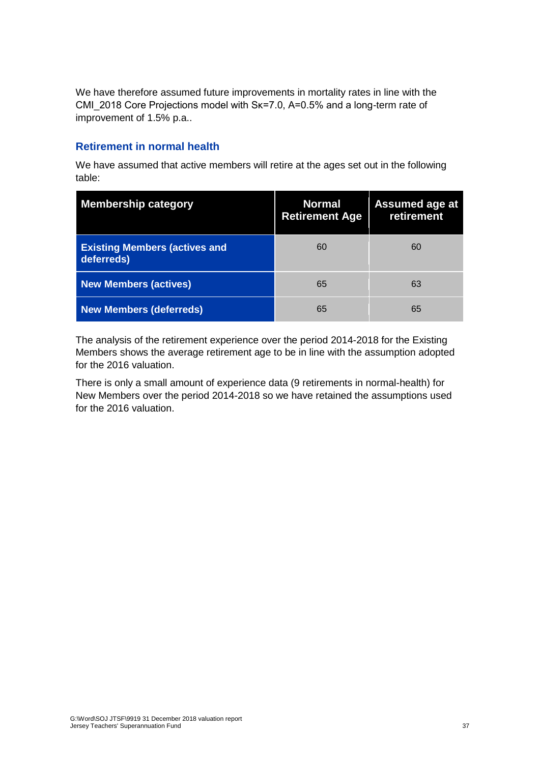We have therefore assumed future improvements in mortality rates in line with the CMI_2018 Core Projections model with $S_K$=7.0, A=0.5% and a long-term rate of improvement of 1.5% p.a..

## Retirement in normal health

We have assumed that active members will retire at the ages set out in the following table:

| Membership category | Normal Retirement Age | Assumed age at retirement |
|---|---|---|
| Existing Members (actives and deferreds) | 60 | 60 |
| New Members (actives) | 65 | 63 |
| New Members (deferreds) | 65 | 65 |

The analysis of the retirement experience over the period 2014-2018 for the Existing Members shows the average retirement age to be in line with the assumption adopted for the 2016 valuation.

There is only a small amount of experience data (9 retirements in normal-health) for New Members over the period 2014-2018 so we have retained the assumptions used for the 2016 valuation.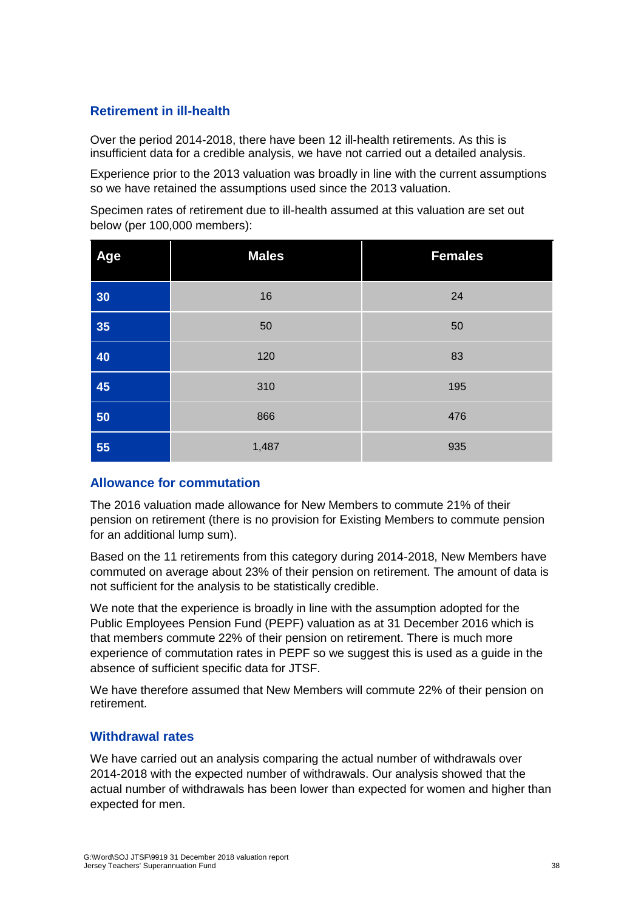### Retirement in ill-health

Over the period 2014-2018, there have been 12 ill-health retirements. As this is insufficient data for a credible analysis, we have not carried out a detailed analysis.

Experience prior to the 2013 valuation was broadly in line with the current assumptions so we have retained the assumptions used since the 2013 valuation.

Specimen rates of retirement due to ill-health assumed at this valuation are set out below (per 100,000 members):

| Age | Males | Females |
|---|---|---|
| 30 | 16 | 24 |
| 35 | 50 | 50 |
| 40 | 120 | 83 |
| 45 | 310 | 195 |
| 50 | 866 | 476 |
| 55 | 1,487 | 935 |

### Allowance for commutation

The 2016 valuation made allowance for New Members to commute 21% of their pension on retirement (there is no provision for Existing Members to commute pension for an additional lump sum).

Based on the 11 retirements from this category during 2014-2018, New Members have commuted on average about 23% of their pension on retirement. The amount of data is not sufficient for the analysis to be statistically credible.

We note that the experience is broadly in line with the assumption adopted for the Public Employees Pension Fund (PEPF) valuation as at 31 December 2016 which is that members commute 22% of their pension on retirement. There is much more experience of commutation rates in PEPF so we suggest this is used as a guide in the absence of sufficient specific data for JTSF.

We have therefore assumed that New Members will commute 22% of their pension on retirement.

### Withdrawal rates

We have carried out an analysis comparing the actual number of withdrawals over 2014-2018 with the expected number of withdrawals. Our analysis showed that the actual number of withdrawals has been lower than expected for women and higher than expected for men.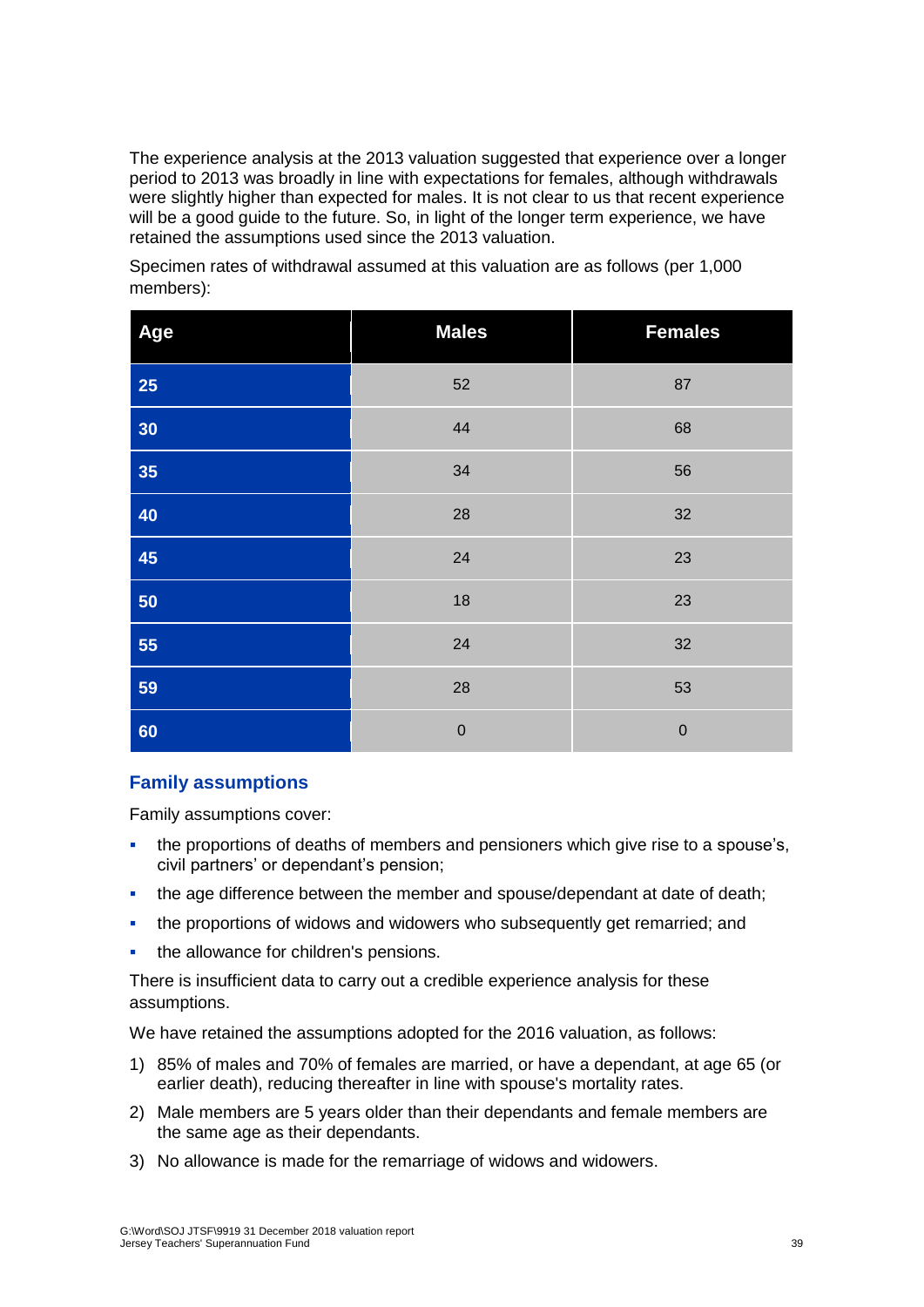The experience analysis at the 2013 valuation suggested that experience over a longer period to 2013 was broadly in line with expectations for females, although withdrawals were slightly higher than expected for males. It is not clear to us that recent experience will be a good guide to the future. So, in light of the longer term experience, we have retained the assumptions used since the 2013 valuation.

Specimen rates of withdrawal assumed at this valuation are as follows (per 1,000 members):

| Age | Males | Females |
|---|---|---|
| 25 | 52 | 87 |
| 30 | 44 | 68 |
| 35 | 34 | 56 |
| 40 | 28 | 32 |
| 45 | 24 | 23 |
| 50 | 18 | 23 |
| 55 | 24 | 32 |
| 59 | 28 | 53 |
| 60 | 0 | 0 |

### Family assumptions

Family assumptions cover:

- the proportions of deaths of members and pensioners which give rise to a spouse's, civil partners' or dependant's pension;
- the age difference between the member and spouse/dependant at date of death;
- the proportions of widows and widowers who subsequently get remarried; and
- the allowance for children's pensions.

There is insufficient data to carry out a credible experience analysis for these assumptions.

We have retained the assumptions adopted for the 2016 valuation, as follows:

1) 85% of males and 70% of females are married, or have a dependant, at age 65 (or earlier death), reducing thereafter in line with spouse's mortality rates.
2) Male members are 5 years older than their dependants and female members are the same age as their dependants.
3) No allowance is made for the remarriage of widows and widowers.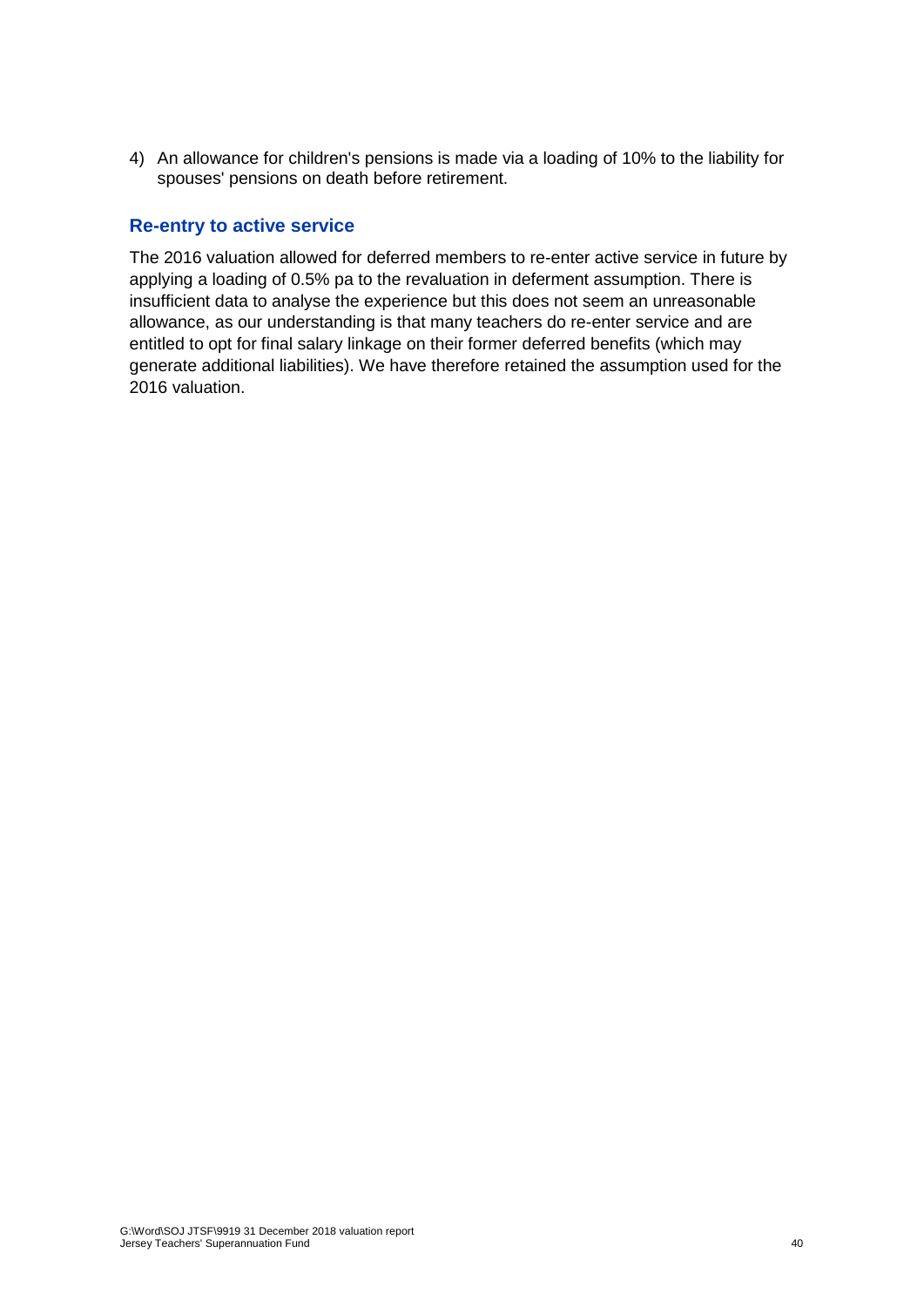4) An allowance for children's pensions is made via a loading of 10% to the liability for spouses' pensions on death before retirement.

### Re-entry to active service

The 2016 valuation allowed for deferred members to re-enter active service in future by applying a loading of 0.5% pa to the revaluation in deferment assumption. There is insufficient data to analyse the experience but this does not seem an unreasonable allowance, as our understanding is that many teachers do re-enter service and are entitled to opt for final salary linkage on their former deferred benefits (which may generate additional liabilities). We have therefore retained the assumption used for the 2016 valuation.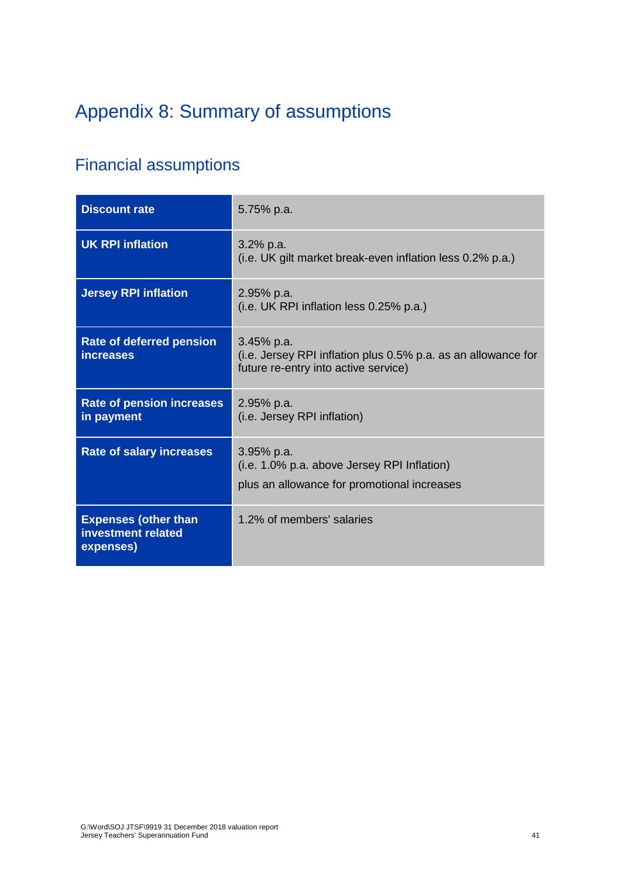# Appendix 8: Summary of assumptions

## Financial assumptions

| | |
|---|---|
| **Discount rate** | 5.75% p.a. |
| **UK RPI inflation** | 3.2% p.a.<br>(i.e. UK gilt market break-even inflation less 0.2% p.a.) |
| **Jersey RPI inflation** | 2.95% p.a.<br>(i.e. UK RPI inflation less 0.25% p.a.) |
| **Rate of deferred pension increases** | 3.45% p.a.<br>(i.e. Jersey RPI inflation plus 0.5% p.a. as an allowance for future re-entry into active service) |
| **Rate of pension increases in payment** | 2.95% p.a.<br>(i.e. Jersey RPI inflation) |
| **Rate of salary increases** | 3.95% p.a.<br>(i.e. 1.0% p.a. above Jersey RPI Inflation)<br>plus an allowance for promotional increases |
| **Expenses (other than investment related expenses)** | 1.2% of members' salaries |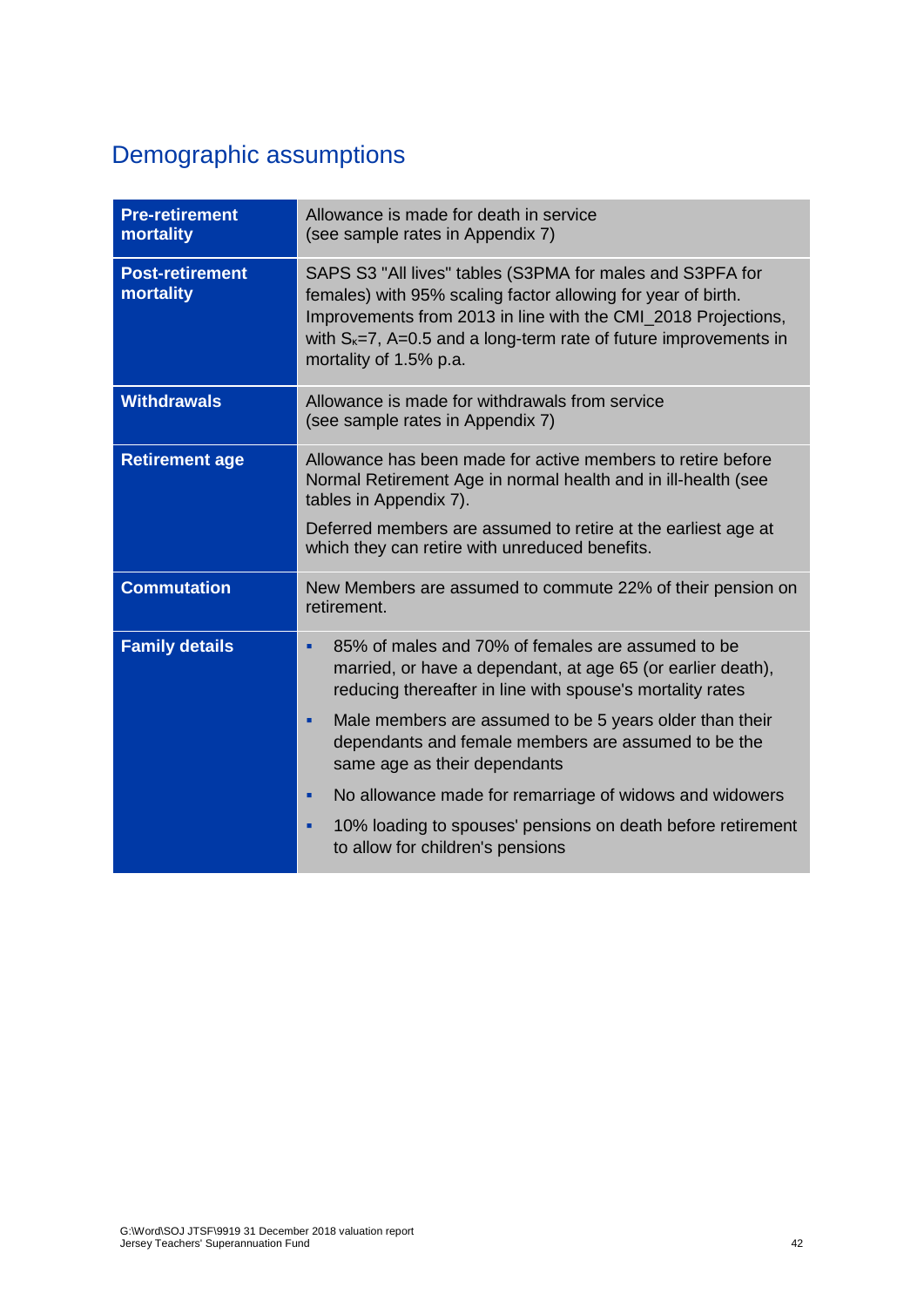## Demographic assumptions

| | |
|---|---|
| **Pre-retirement mortality** | Allowance is made for death in service<br>(see sample rates in Appendix 7) |
| **Post-retirement mortality** | SAPS S3 "All lives" tables (S3PMA for males and S3PFA for females) with 95% scaling factor allowing for year of birth. Improvements from 2013 in line with the CMI_2018 Projections, with $S_{\kappa}$=7, A=0.5 and a long-term rate of future improvements in mortality of 1.5% p.a. |
| **Withdrawals** | Allowance is made for withdrawals from service<br>(see sample rates in Appendix 7) |
| **Retirement age** | Allowance has been made for active members to retire before Normal Retirement Age in normal health and in ill-health (see tables in Appendix 7).<br>Deferred members are assumed to retire at the earliest age at which they can retire with unreduced benefits. |
| **Commutation** | New Members are assumed to commute 22% of their pension on retirement. |
| **Family details** | ▪ 85% of males and 70% of females are assumed to be married, or have a dependant, at age 65 (or earlier death), reducing thereafter in line with spouse's mortality rates<br>▪ Male members are assumed to be 5 years older than their dependants and female members are assumed to be the same age as their dependants<br>▪ No allowance made for remarriage of widows and widowers<br>▪ 10% loading to spouses' pensions on death before retirement to allow for children's pensions |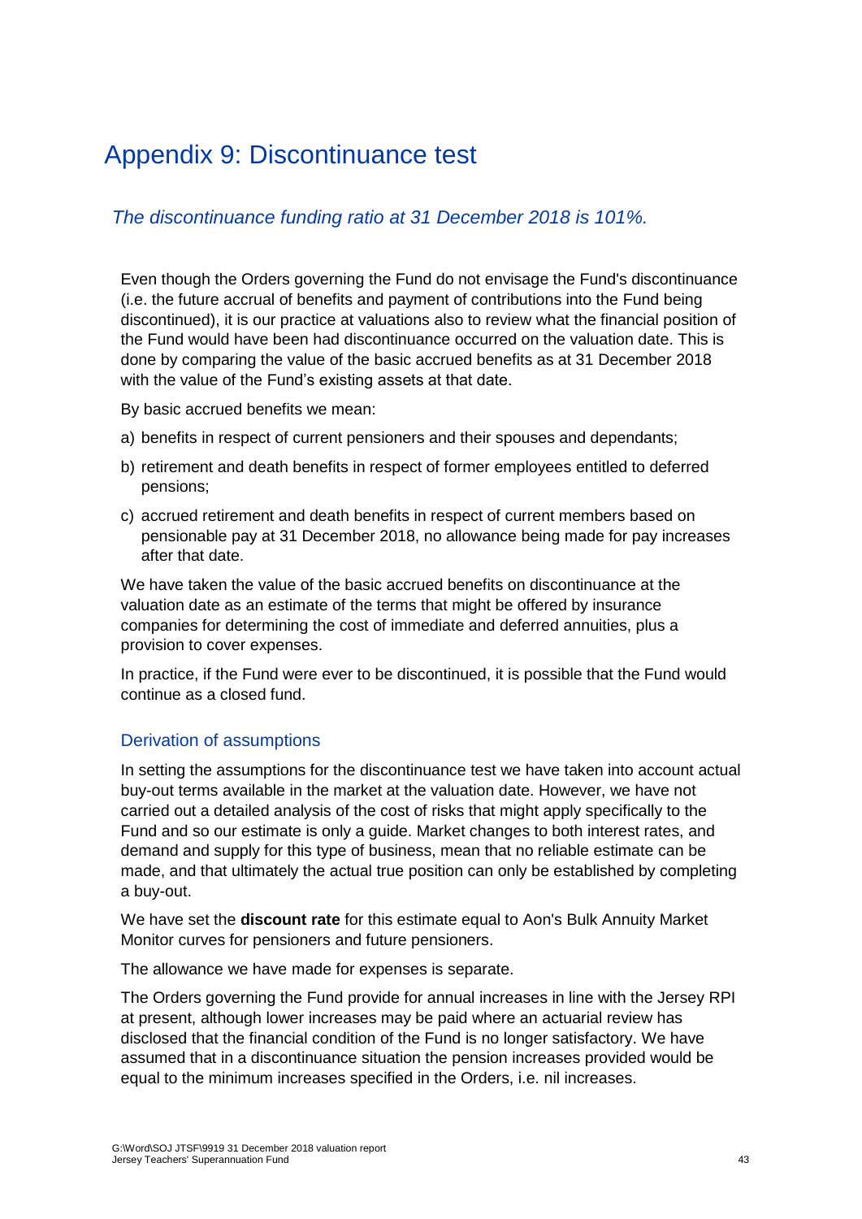# Appendix 9: Discontinuance test

*The discontinuance funding ratio at 31 December 2018 is 101%.*

Even though the Orders governing the Fund do not envisage the Fund's discontinuance (i.e. the future accrual of benefits and payment of contributions into the Fund being discontinued), it is our practice at valuations also to review what the financial position of the Fund would have been had discontinuance occurred on the valuation date. This is done by comparing the value of the basic accrued benefits as at 31 December 2018 with the value of the Fund's existing assets at that date.

By basic accrued benefits we mean:

a) benefits in respect of current pensioners and their spouses and dependants;

b) retirement and death benefits in respect of former employees entitled to deferred pensions;

c) accrued retirement and death benefits in respect of current members based on pensionable pay at 31 December 2018, no allowance being made for pay increases after that date.

We have taken the value of the basic accrued benefits on discontinuance at the valuation date as an estimate of the terms that might be offered by insurance companies for determining the cost of immediate and deferred annuities, plus a provision to cover expenses.

In practice, if the Fund were ever to be discontinued, it is possible that the Fund would continue as a closed fund.

## Derivation of assumptions

In setting the assumptions for the discontinuance test we have taken into account actual buy-out terms available in the market at the valuation date. However, we have not carried out a detailed analysis of the cost of risks that might apply specifically to the Fund and so our estimate is only a guide. Market changes to both interest rates, and demand and supply for this type of business, mean that no reliable estimate can be made, and that ultimately the actual true position can only be established by completing a buy-out.

We have set the **discount rate** for this estimate equal to Aon's Bulk Annuity Market Monitor curves for pensioners and future pensioners.

The allowance we have made for expenses is separate.

The Orders governing the Fund provide for annual increases in line with the Jersey RPI at present, although lower increases may be paid where an actuarial review has disclosed that the financial condition of the Fund is no longer satisfactory. We have assumed that in a discontinuance situation the pension increases provided would be equal to the minimum increases specified in the Orders, i.e. nil increases.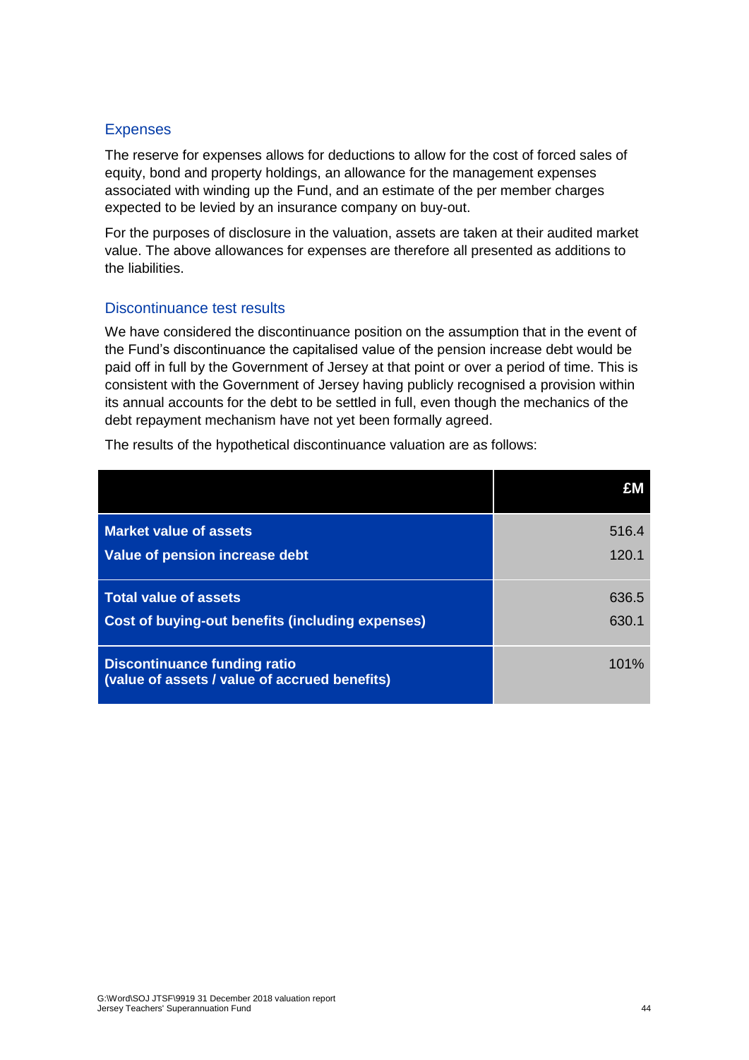### Expenses

The reserve for expenses allows for deductions to allow for the cost of forced sales of equity, bond and property holdings, an allowance for the management expenses associated with winding up the Fund, and an estimate of the per member charges expected to be levied by an insurance company on buy-out.

For the purposes of disclosure in the valuation, assets are taken at their audited market value. The above allowances for expenses are therefore all presented as additions to the liabilities.

### Discontinuance test results

We have considered the discontinuance position on the assumption that in the event of the Fund's discontinuance the capitalised value of the pension increase debt would be paid off in full by the Government of Jersey at that point or over a period of time. This is consistent with the Government of Jersey having publicly recognised a provision within its annual accounts for the debt to be settled in full, even though the mechanics of the debt repayment mechanism have not yet been formally agreed.

The results of the hypothetical discontinuance valuation are as follows:

| | £M |
|---|---|
| **Market value of assets** | 516.4 |
| **Value of pension increase debt** | 120.1 |
| **Total value of assets** | 636.5 |
| **Cost of buying-out benefits (including expenses)** | 630.1 |
| **Discontinuance funding ratio (value of assets / value of accrued benefits)** | 101% |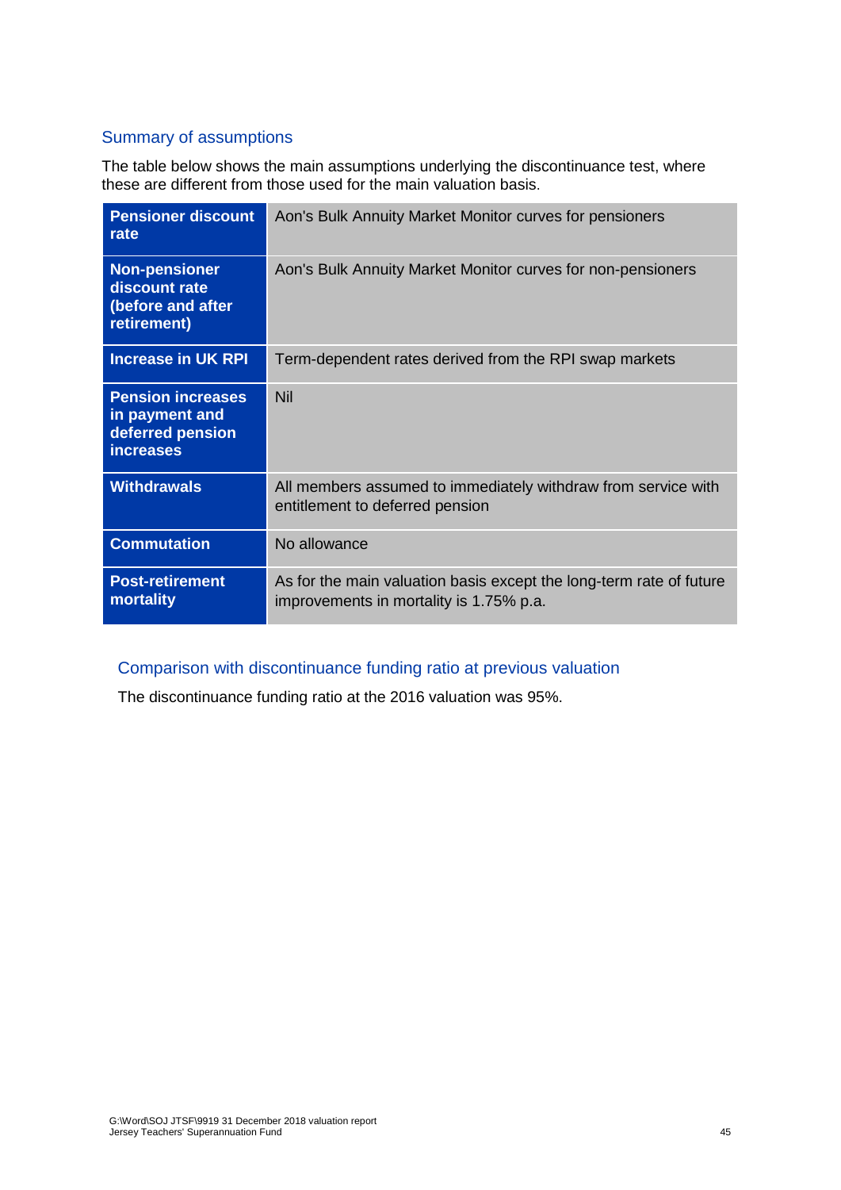## Summary of assumptions

The table below shows the main assumptions underlying the discontinuance test, where these are different from those used for the main valuation basis.

| | |
|---|---|
| **Pensioner discount rate** | Aon's Bulk Annuity Market Monitor curves for pensioners |
| **Non-pensioner discount rate (before and after retirement)** | Aon's Bulk Annuity Market Monitor curves for non-pensioners |
| **Increase in UK RPI** | Term-dependent rates derived from the RPI swap markets |
| **Pension increases in payment and deferred pension increases** | Nil |
| **Withdrawals** | All members assumed to immediately withdraw from service with entitlement to deferred pension |
| **Commutation** | No allowance |
| **Post-retirement mortality** | As for the main valuation basis except the long-term rate of future improvements in mortality is 1.75% p.a. |

## Comparison with discontinuance funding ratio at previous valuation

The discontinuance funding ratio at the 2016 valuation was 95%.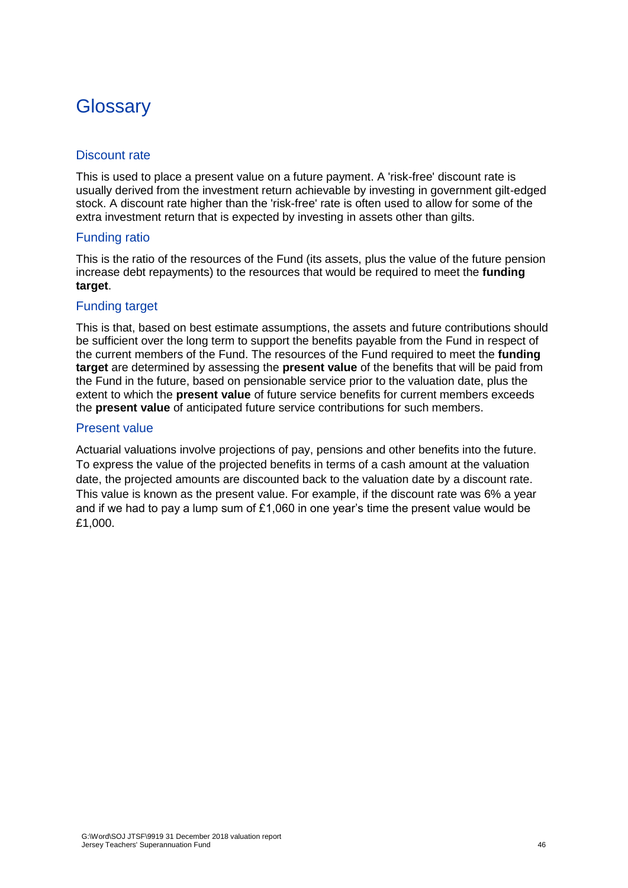# Glossary

## Discount rate

This is used to place a present value on a future payment. A 'risk-free' discount rate is usually derived from the investment return achievable by investing in government gilt-edged stock. A discount rate higher than the 'risk-free' rate is often used to allow for some of the extra investment return that is expected by investing in assets other than gilts.

## Funding ratio

This is the ratio of the resources of the Fund (its assets, plus the value of the future pension increase debt repayments) to the resources that would be required to meet the **funding target**.

## Funding target

This is that, based on best estimate assumptions, the assets and future contributions should be sufficient over the long term to support the benefits payable from the Fund in respect of the current members of the Fund. The resources of the Fund required to meet the **funding target** are determined by assessing the **present value** of the benefits that will be paid from the Fund in the future, based on pensionable service prior to the valuation date, plus the extent to which the **present value** of future service benefits for current members exceeds the **present value** of anticipated future service contributions for such members.

## Present value

Actuarial valuations involve projections of pay, pensions and other benefits into the future. To express the value of the projected benefits in terms of a cash amount at the valuation date, the projected amounts are discounted back to the valuation date by a discount rate. This value is known as the present value. For example, if the discount rate was 6% a year and if we had to pay a lump sum of £1,060 in one year's time the present value would be £1,000.